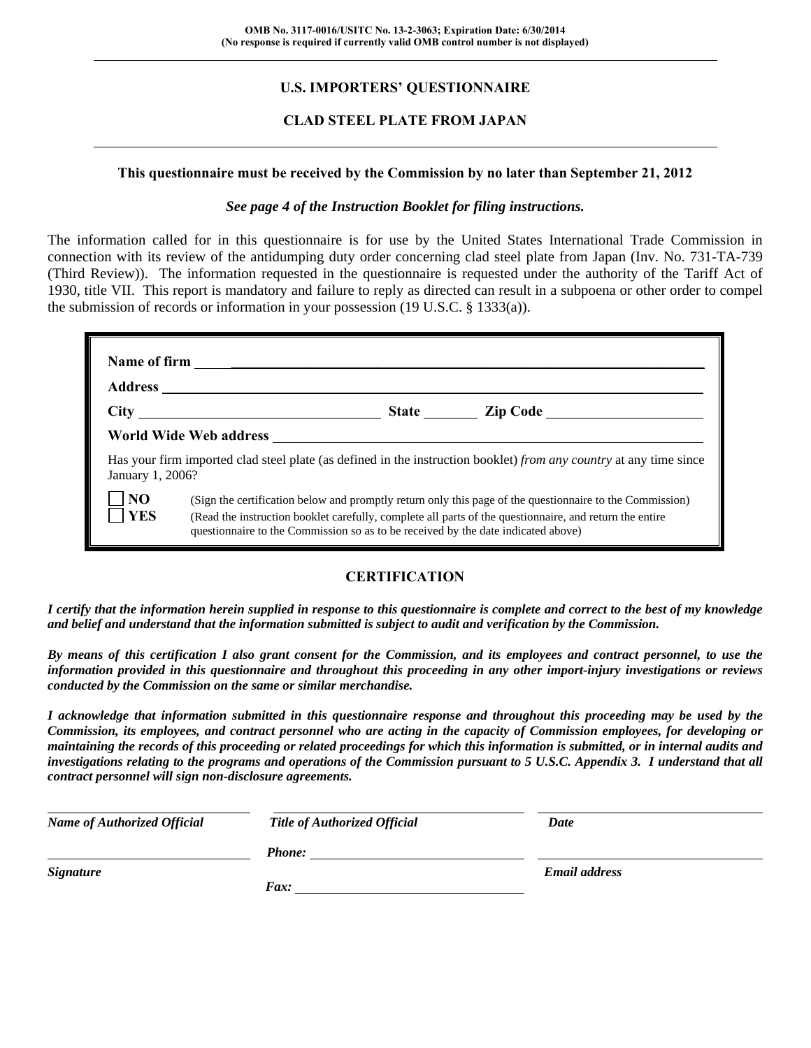OMB No. 3117-0016/USITC No. 13-2-3063; Expiration Date: 6/30/2014
(No response is required if currently valid OMB control number is not displayed)

# U.S. IMPORTERS' QUESTIONNAIRE

# CLAD STEEL PLATE FROM JAPAN

**This questionnaire must be received by the Commission by no later than September 21, 2012**

***See page 4 of the Instruction Booklet for filing instructions.***

The information called for in this questionnaire is for use by the United States International Trade Commission in connection with its review of the antidumping duty order concerning clad steel plate from Japan (Inv. No. 731-TA-739 (Third Review)). The information requested in the questionnaire is requested under the authority of the Tariff Act of 1930, title VII. This report is mandatory and failure to reply as directed can result in a subpoena or other order to compel the submission of records or information in your possession (19 U.S.C. § 1333(a)).

**Name of firm** ______________________________

**Address** ______________________________

**City** ______________ **State** ________ **Zip Code** ______________

**World Wide Web address** ______________________________

Has your firm imported clad steel plate (as defined in the instruction booklet) *from any country* at any time since January 1, 2006?

☐ **NO** (Sign the certification below and promptly return only this page of the questionnaire to the Commission)

☐ **YES** (Read the instruction booklet carefully, complete all parts of the questionnaire, and return the entire questionnaire to the Commission so as to be received by the date indicated above)

## CERTIFICATION

***I certify that the information herein supplied in response to this questionnaire is complete and correct to the best of my knowledge and belief and understand that the information submitted is subject to audit and verification by the Commission.***

***By means of this certification I also grant consent for the Commission, and its employees and contract personnel, to use the information provided in this questionnaire and throughout this proceeding in any other import-injury investigations or reviews conducted by the Commission on the same or similar merchandise.***

***I acknowledge that information submitted in this questionnaire response and throughout this proceeding may be used by the Commission, its employees, and contract personnel who are acting in the capacity of Commission employees, for developing or maintaining the records of this proceeding or related proceedings for which this information is submitted, or in internal audits and investigations relating to the programs and operations of the Commission pursuant to 5 U.S.C. Appendix 3. I understand that all contract personnel will sign non-disclosure agreements.***

______________________________ ______________________________ ______________________________
***Name of Authorized Official*** ***Title of Authorized Official*** ***Date***

______________________________ ***Phone:*** ______________________ ______________________________
***Signature*** ***Email address***

***Fax:*** ______________________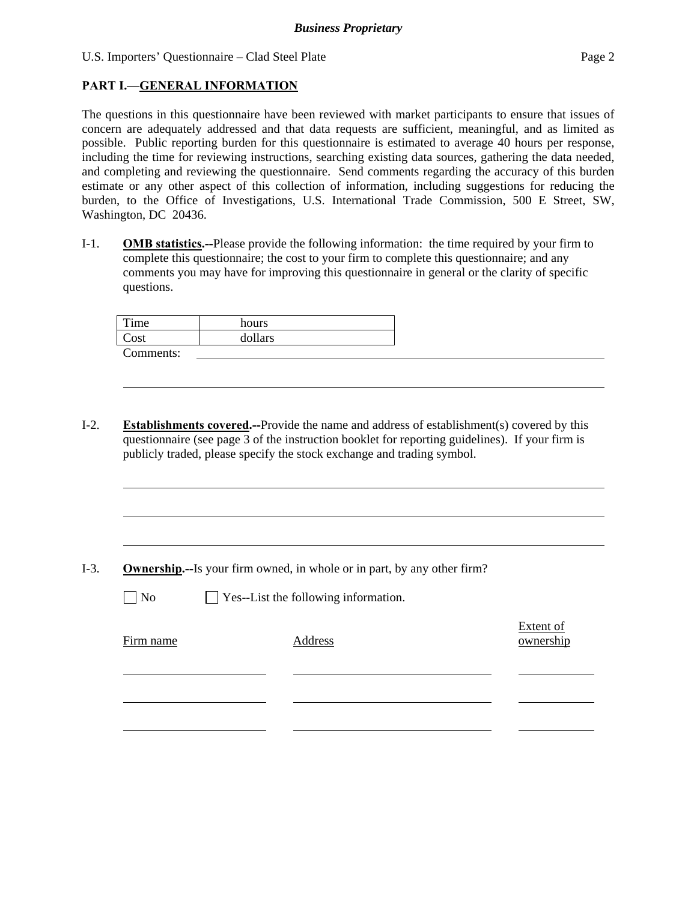## PART I.—GENERAL INFORMATION

The questions in this questionnaire have been reviewed with market participants to ensure that issues of concern are adequately addressed and that data requests are sufficient, meaningful, and as limited as possible. Public reporting burden for this questionnaire is estimated to average 40 hours per response, including the time for reviewing instructions, searching existing data sources, gathering the data needed, and completing and reviewing the questionnaire. Send comments regarding the accuracy of this burden estimate or any other aspect of this collection of information, including suggestions for reducing the burden, to the Office of Investigations, U.S. International Trade Commission, 500 E Street, SW, Washington, DC 20436.

I-1. **OMB statistics.--**Please provide the following information: the time required by your firm to complete this questionnaire; the cost to your firm to complete this questionnaire; and any comments you may have for improving this questionnaire in general or the clarity of specific questions.

| Time | hours |
|---|---|
| Cost | dollars |

Comments: ____________________________________________

____________________________________________

I-2. **Establishments covered.--**Provide the name and address of establishment(s) covered by this questionnaire (see page 3 of the instruction booklet for reporting guidelines). If your firm is publicly traded, please specify the stock exchange and trading symbol.

____________________________________________

____________________________________________

____________________________________________

I-3. **Ownership.--**Is your firm owned, in whole or in part, by any other firm?

☐ No ☐ Yes--List the following information.

| Firm name | Address | Extent of ownership |
|---|---|---|
| | | |
| | | |
| | | |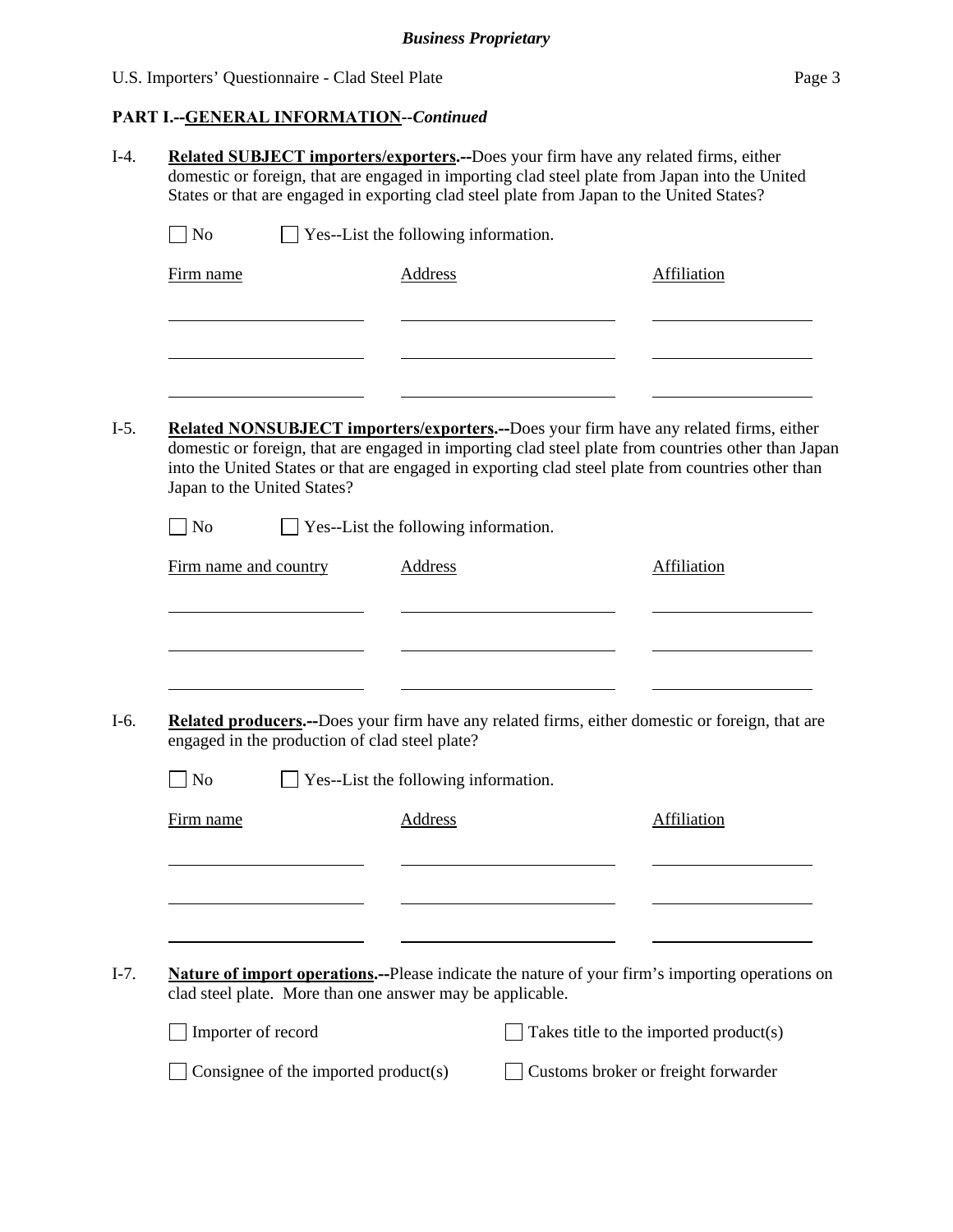**PART I.--GENERAL INFORMATION**--*Continued*

I-4. **Related SUBJECT importers/exporters.--**Does your firm have any related firms, either domestic or foreign, that are engaged in importing clad steel plate from Japan into the United States or that are engaged in exporting clad steel plate from Japan to the United States?

☐ No ☐ Yes--List the following information.

| Firm name | Address | Affiliation |
|---|---|---|
| | | |
| | | |
| | | |

I-5. **Related NONSUBJECT importers/exporters.--**Does your firm have any related firms, either domestic or foreign, that are engaged in importing clad steel plate from countries other than Japan into the United States or that are engaged in exporting clad steel plate from countries other than Japan to the United States?

☐ No ☐ Yes--List the following information.

| Firm name and country | Address | Affiliation |
|---|---|---|
| | | |
| | | |
| | | |

I-6. **Related producers.--**Does your firm have any related firms, either domestic or foreign, that are engaged in the production of clad steel plate?

☐ No ☐ Yes--List the following information.

| Firm name | Address | Affiliation |
|---|---|---|
| | | |
| | | |
| | | |

I-7. **Nature of import operations.--**Please indicate the nature of your firm's importing operations on clad steel plate. More than one answer may be applicable.

☐ Importer of record ☐ Takes title to the imported product(s)

☐ Consignee of the imported product(s) ☐ Customs broker or freight forwarder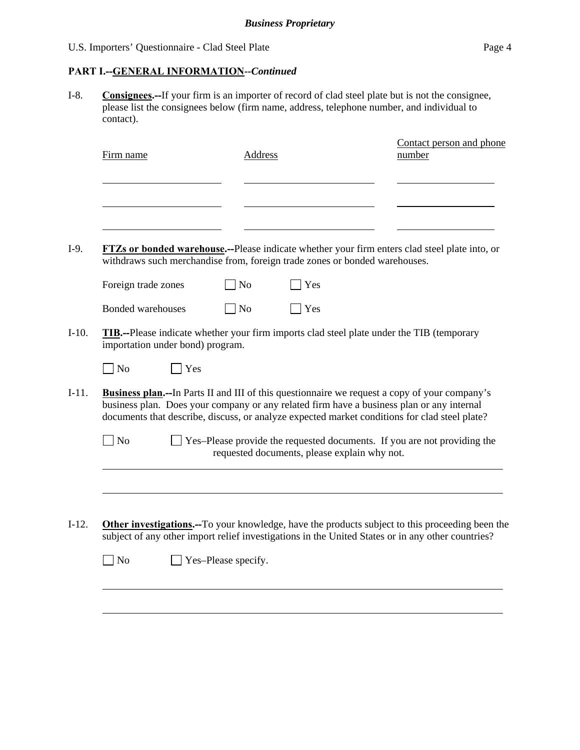**PART I.--GENERAL INFORMATION**--*Continued*

I-8. **Consignees.--**If your firm is an importer of record of clad steel plate but is not the consignee, please list the consignees below (firm name, address, telephone number, and individual to contact).

| Firm name | Address | Contact person and phone number |
|---|---|---|
| | | |
| | | |
| | | |

I-9. **FTZs or bonded warehouse.--**Please indicate whether your firm enters clad steel plate into, or withdraws such merchandise from, foreign trade zones or bonded warehouses.

Foreign trade zones ☐ No ☐ Yes

Bonded warehouses ☐ No ☐ Yes

I-10. **TIB.--**Please indicate whether your firm imports clad steel plate under the TIB (temporary importation under bond) program.

☐ No ☐ Yes

I-11. **Business plan.--**In Parts II and III of this questionnaire we request a copy of your company's business plan. Does your company or any related firm have a business plan or any internal documents that describe, discuss, or analyze expected market conditions for clad steel plate?

☐ No ☐ Yes–Please provide the requested documents. If you are not providing the requested documents, please explain why not.

______________________________________________________________________

______________________________________________________________________

I-12. **Other investigations.--**To your knowledge, have the products subject to this proceeding been the subject of any other import relief investigations in the United States or in any other countries?

☐ No ☐ Yes–Please specify.

______________________________________________________________________

______________________________________________________________________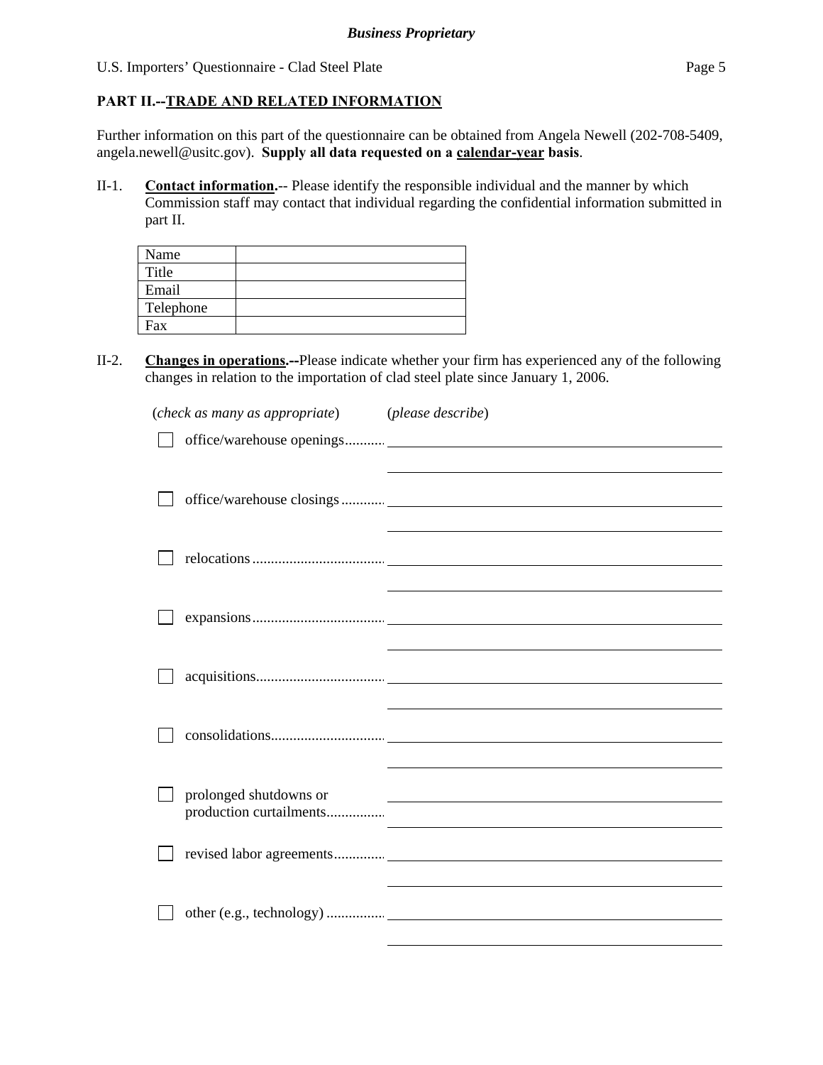## PART II.--TRADE AND RELATED INFORMATION

Further information on this part of the questionnaire can be obtained from Angela Newell (202-708-5409, angela.newell@usitc.gov). **Supply all data requested on a calendar-year basis**.

II-1. **Contact information.**-- Please identify the responsible individual and the manner by which Commission staff may contact that individual regarding the confidential information submitted in part II.

| Name | |
|---|---|
| Title | |
| Email | |
| Telephone | |
| Fax | |

II-2. **Changes in operations.--**Please indicate whether your firm has experienced any of the following changes in relation to the importation of clad steel plate since January 1, 2006.

(*check as many as appropriate*) (*please describe*)

☐ office/warehouse openings.......... ______________________________

☐ office/warehouse closings .......... ______________________________

☐ relocations .................................. ______________________________

☐ expansions .................................. ______________________________

☐ acquisitions.................................. ______________________________

☐ consolidations.............................. ______________________________

☐ prolonged shutdowns or production curtailments................ ______________________________

☐ revised labor agreements............. ______________________________

☐ other (e.g., technology) ................ ______________________________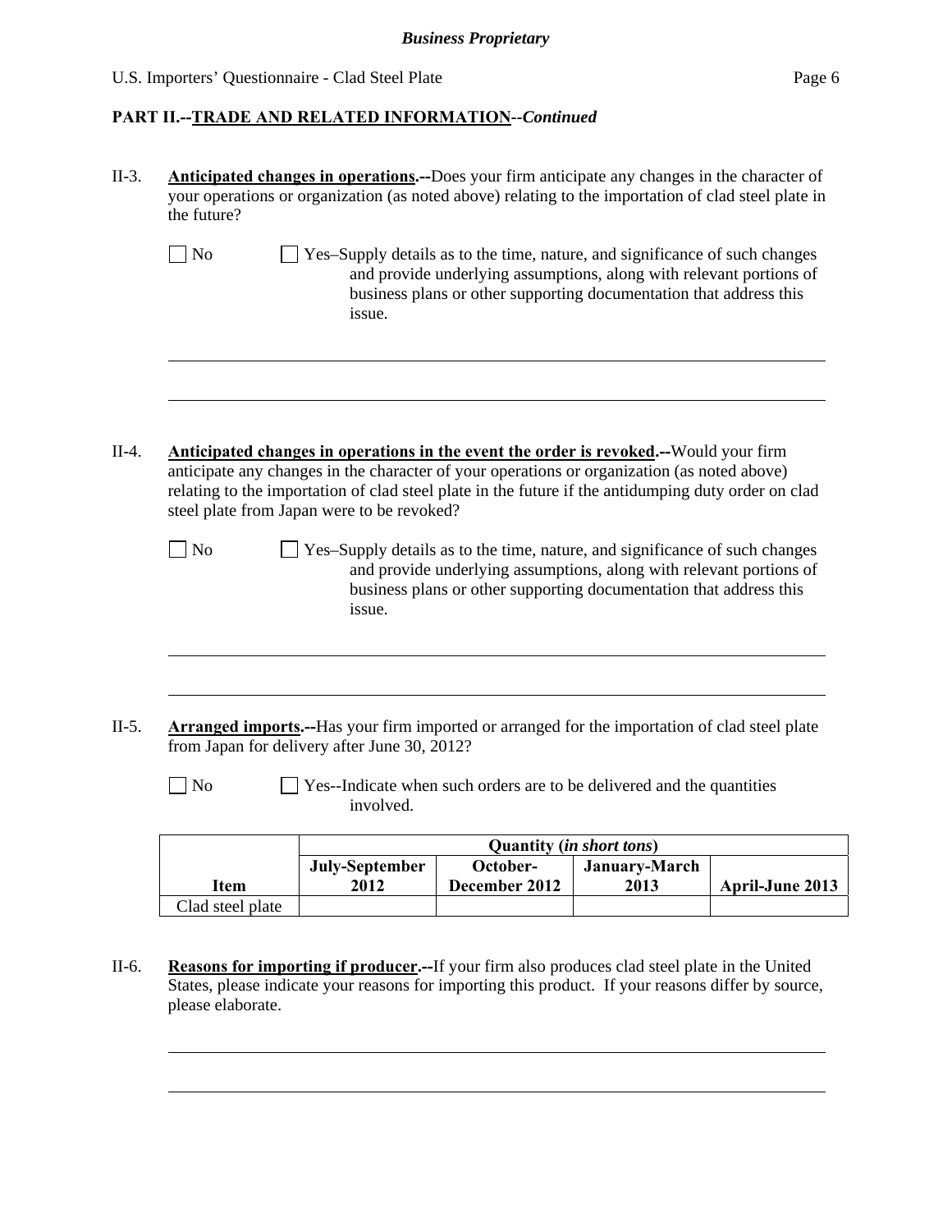## PART II.--TRADE AND RELATED INFORMATION--*Continued*

II-3. **Anticipated changes in operations.--**Does your firm anticipate any changes in the character of your operations or organization (as noted above) relating to the importation of clad steel plate in the future?

☐ No ☐ Yes–Supply details as to the time, nature, and significance of such changes and provide underlying assumptions, along with relevant portions of business plans or other supporting documentation that address this issue.

II-4. **Anticipated changes in operations in the event the order is revoked.--**Would your firm anticipate any changes in the character of your operations or organization (as noted above) relating to the importation of clad steel plate in the future if the antidumping duty order on clad steel plate from Japan were to be revoked?

☐ No ☐ Yes–Supply details as to the time, nature, and significance of such changes and provide underlying assumptions, along with relevant portions of business plans or other supporting documentation that address this issue.

II-5. **Arranged imports.--**Has your firm imported or arranged for the importation of clad steel plate from Japan for delivery after June 30, 2012?

☐ No ☐ Yes--Indicate when such orders are to be delivered and the quantities involved.

| | Quantity (*in short tons*) | | | |
|---|---|---|---|---|
| **Item** | **July-September 2012** | **October-December 2012** | **January-March 2013** | **April-June 2013** |
| Clad steel plate | | | | |

II-6. **Reasons for importing if producer.--**If your firm also produces clad steel plate in the United States, please indicate your reasons for importing this product. If your reasons differ by source, please elaborate.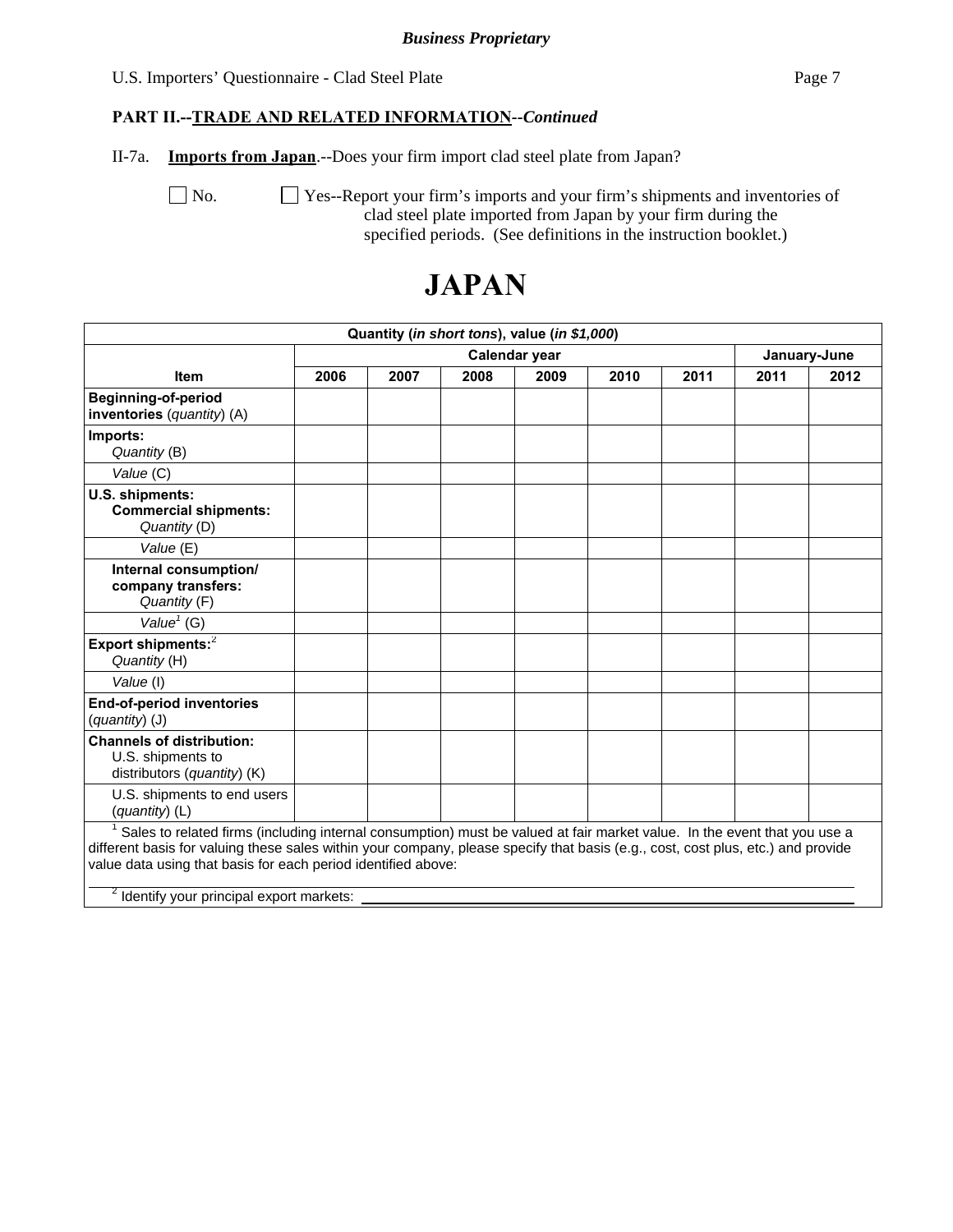*Business Proprietary*

**PART II.--TRADE AND RELATED INFORMATION--*Continued***

II-7a. **Imports from Japan**.--Does your firm import clad steel plate from Japan?

☐ No. ☐ Yes--Report your firm's imports and your firm's shipments and inventories of clad steel plate imported from Japan by your firm during the specified periods. (See definitions in the instruction booklet.)

# JAPAN

| Quantity (*in short tons*), value (*in $1,000*) | | | | | | | | |
|---|---|---|---|---|---|---|---|---|
| | Calendar year | | | | | | January-June | |
| **Item** | **2006** | **2007** | **2008** | **2009** | **2010** | **2011** | **2011** | **2012** |
| **Beginning-of-period inventories** (*quantity*) (A) | | | | | | | | |
| **Imports:** *Quantity* (B) | | | | | | | | |
| *Value* (C) | | | | | | | | |
| **U.S. shipments: Commercial shipments:** *Quantity* (D) | | | | | | | | |
| *Value* (E) | | | | | | | | |
| **Internal consumption/ company transfers:** *Quantity* (F) | | | | | | | | |
| *Value*[1] (G) | | | | | | | | |
| **Export shipments:**[2] *Quantity* (H) | | | | | | | | |
| *Value* (I) | | | | | | | | |
| **End-of-period inventories** (*quantity*) (J) | | | | | | | | |
| **Channels of distribution:** U.S. shipments to distributors (*quantity*) (K) | | | | | | | | |
| U.S. shipments to end users (*quantity*) (L) | | | | | | | | |

[1] Sales to related firms (including internal consumption) must be valued at fair market value. In the event that you use a different basis for valuing these sales within your company, please specify that basis (e.g., cost, cost plus, etc.) and provide value data using that basis for each period identified above:

[2] Identify your principal export markets: \_\_\_\_\_\_\_\_\_\_\_\_\_\_\_\_\_\_\_\_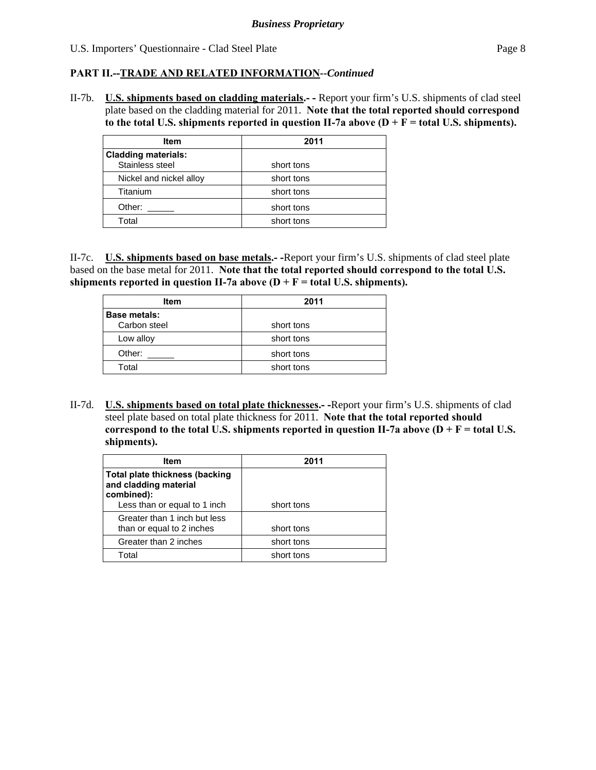**PART II.--TRADE AND RELATED INFORMATION--*Continued***

II-7b. **U.S. shipments based on cladding materials.- -** Report your firm's U.S. shipments of clad steel plate based on the cladding material for 2011. **Note that the total reported should correspond to the total U.S. shipments reported in question II-7a above (D + F = total U.S. shipments).**

| Item | 2011 |
|---|---|
| **Cladding materials:** Stainless steel | short tons |
| Nickel and nickel alloy | short tons |
| Titanium | short tons |
| Other: _____ | short tons |
| Total | short tons |

II-7c. **U.S. shipments based on base metals.- -**Report your firm's U.S. shipments of clad steel plate based on the base metal for 2011. **Note that the total reported should correspond to the total U.S. shipments reported in question II-7a above (D + F = total U.S. shipments).**

| Item | 2011 |
|---|---|
| **Base metals:** Carbon steel | short tons |
| Low alloy | short tons |
| Other: _____ | short tons |
| Total | short tons |

II-7d. **U.S. shipments based on total plate thicknesses.- -**Report your firm's U.S. shipments of clad steel plate based on total plate thickness for 2011. **Note that the total reported should correspond to the total U.S. shipments reported in question II-7a above (D + F = total U.S. shipments).**

| Item | 2011 |
|---|---|
| **Total plate thickness (backing and cladding material combined):** Less than or equal to 1 inch | short tons |
| Greater than 1 inch but less than or equal to 2 inches | short tons |
| Greater than 2 inches | short tons |
| Total | short tons |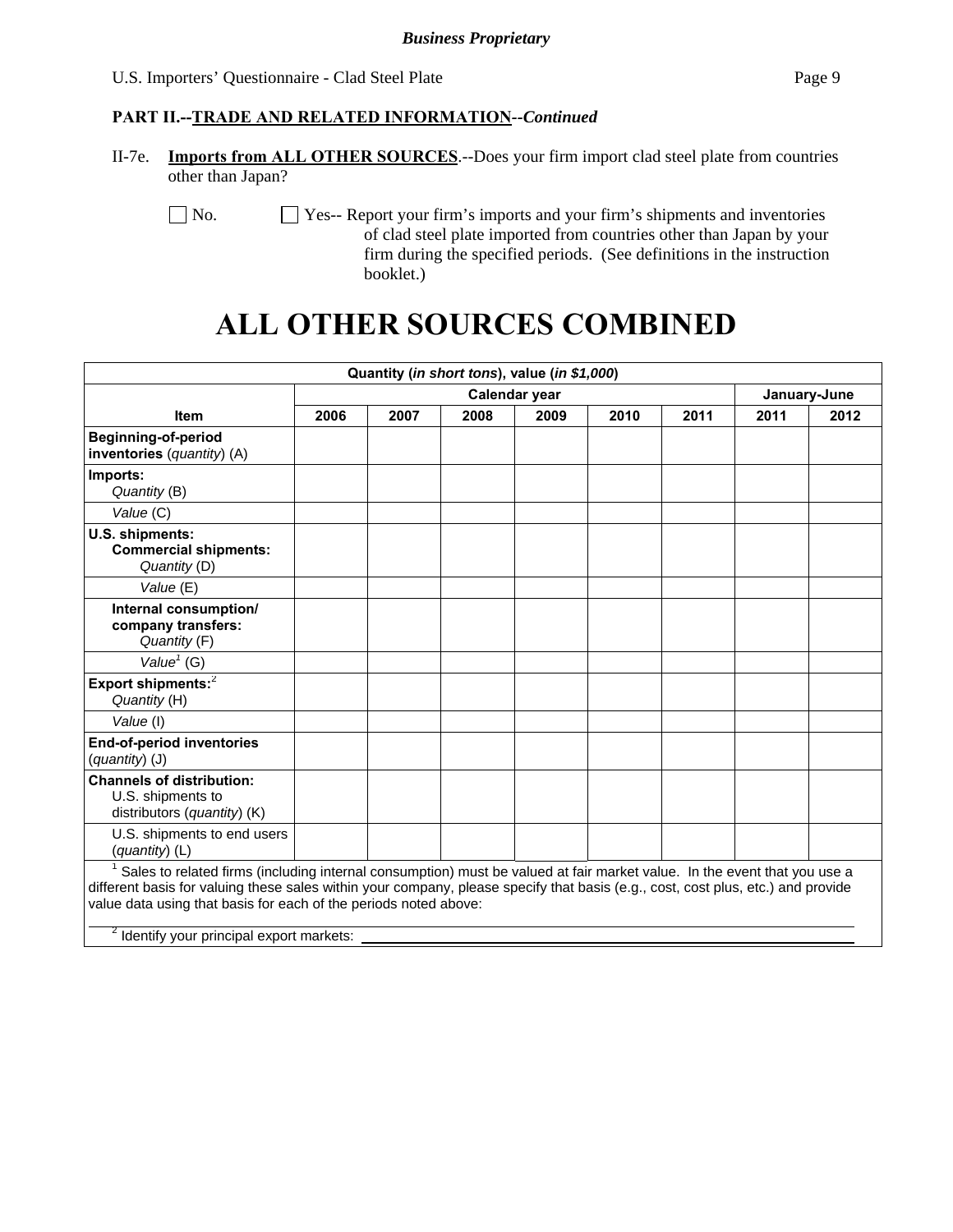**PART II.--TRADE AND RELATED INFORMATION**--*Continued*

II-7e. **Imports from ALL OTHER SOURCES**.--Does your firm import clad steel plate from countries other than Japan?

☐ No. ☐ Yes-- Report your firm's imports and your firm's shipments and inventories of clad steel plate imported from countries other than Japan by your firm during the specified periods. (See definitions in the instruction booklet.)

# ALL OTHER SOURCES COMBINED

| Quantity (*in short tons*), value (*in $1,000*) | | | | | | | | |
|---|---|---|---|---|---|---|---|---|
| | Calendar year | | | | | | January-June | |
| **Item** | **2006** | **2007** | **2008** | **2009** | **2010** | **2011** | **2011** | **2012** |
| **Beginning-of-period inventories** (*quantity*) (A) | | | | | | | | |
| **Imports:** *Quantity* (B) | | | | | | | | |
| *Value* (C) | | | | | | | | |
| **U.S. shipments: Commercial shipments:** *Quantity* (D) | | | | | | | | |
| *Value* (E) | | | | | | | | |
| **Internal consumption/ company transfers:** *Quantity* (F) | | | | | | | | |
| *Value*[1] (G) | | | | | | | | |
| **Export shipments:**[2] *Quantity* (H) | | | | | | | | |
| *Value* (I) | | | | | | | | |
| **End-of-period inventories** (*quantity*) (J) | | | | | | | | |
| **Channels of distribution:** U.S. shipments to distributors (*quantity*) (K) | | | | | | | | |
| U.S. shipments to end users (*quantity*) (L) | | | | | | | | |

[1] Sales to related firms (including internal consumption) must be valued at fair market value. In the event that you use a different basis for valuing these sales within your company, please specify that basis (e.g., cost, cost plus, etc.) and provide value data using that basis for each of the periods noted above:

[2] Identify your principal export markets: ______________________________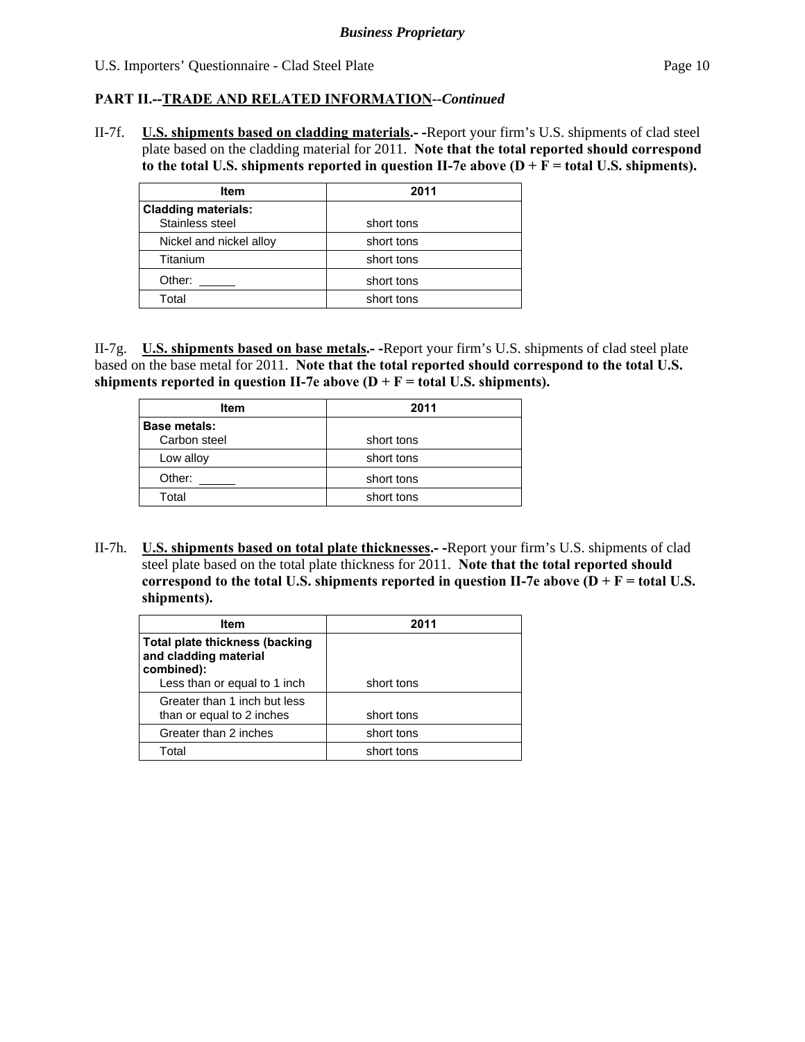**PART II.--TRADE AND RELATED INFORMATION--*Continued***

II-7f. **U.S. shipments based on cladding materials.- -**Report your firm's U.S. shipments of clad steel plate based on the cladding material for 2011. **Note that the total reported should correspond to the total U.S. shipments reported in question II-7e above (D + F = total U.S. shipments).**

| Item | 2011 |
|---|---|
| **Cladding materials:** Stainless steel | short tons |
| Nickel and nickel alloy | short tons |
| Titanium | short tons |
| Other: _____ | short tons |
| Total | short tons |

II-7g. **U.S. shipments based on base metals.- -**Report your firm's U.S. shipments of clad steel plate based on the base metal for 2011. **Note that the total reported should correspond to the total U.S. shipments reported in question II-7e above (D + F = total U.S. shipments).**

| Item | 2011 |
|---|---|
| **Base metals:** Carbon steel | short tons |
| Low alloy | short tons |
| Other: _____ | short tons |
| Total | short tons |

II-7h. **U.S. shipments based on total plate thicknesses.- -**Report your firm's U.S. shipments of clad steel plate based on the total plate thickness for 2011. **Note that the total reported should correspond to the total U.S. shipments reported in question II-7e above (D + F = total U.S. shipments).**

| Item | 2011 |
|---|---|
| **Total plate thickness (backing and cladding material combined):** Less than or equal to 1 inch | short tons |
| Greater than 1 inch but less than or equal to 2 inches | short tons |
| Greater than 2 inches | short tons |
| Total | short tons |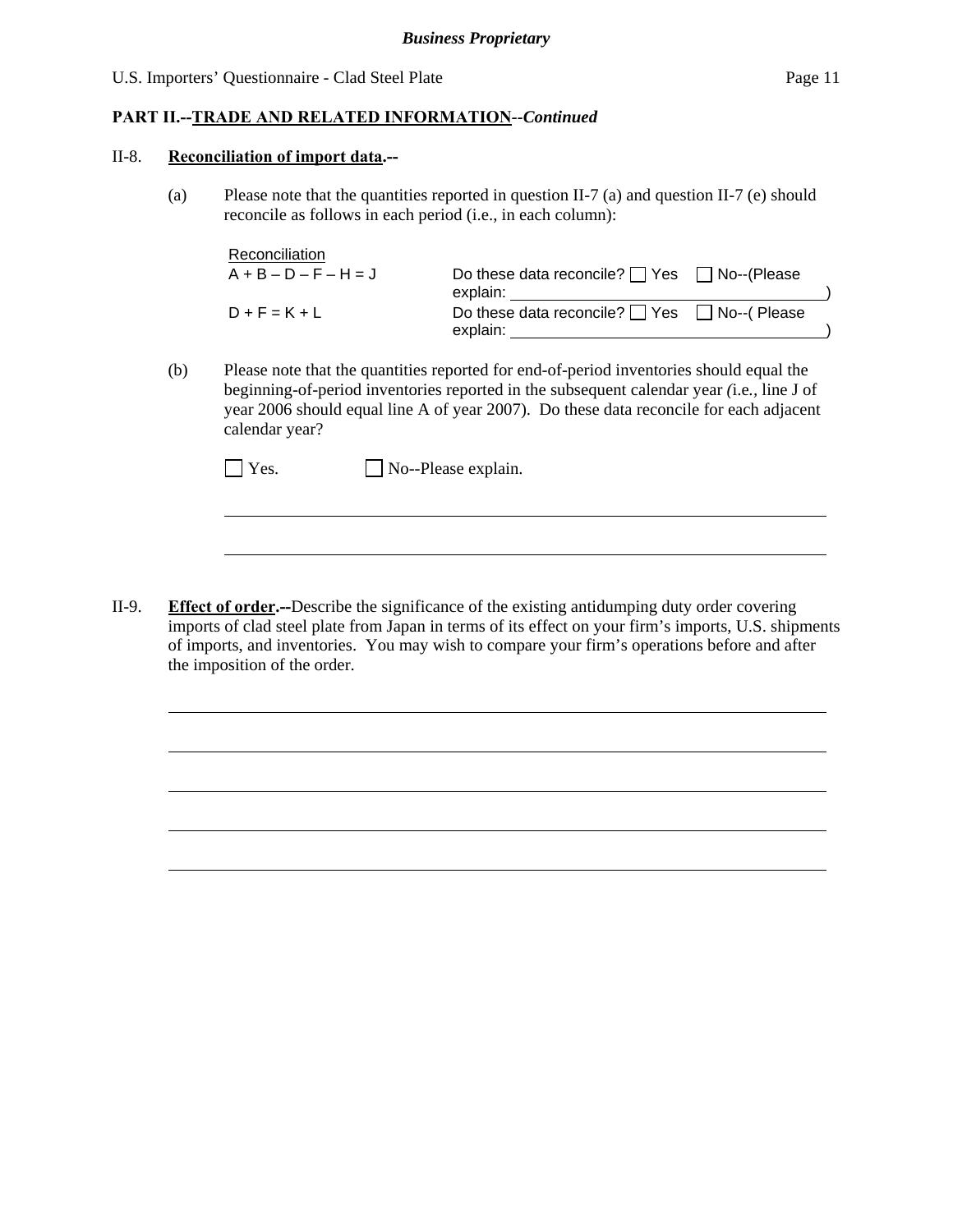**PART II.--TRADE AND RELATED INFORMATION**--*Continued*

II-8. **Reconciliation of import data.--**

(a) Please note that the quantities reported in question II-7 (a) and question II-7 (e) should reconcile as follows in each period (i.e., in each column):

Reconciliation

A + B – D – F – H = J    Do these data reconcile? ☐ Yes ☐ No--(Please explain: ______________________________)

D + F = K + L    Do these data reconcile? ☐ Yes ☐ No--( Please explain: ______________________________)

(b) Please note that the quantities reported for end-of-period inventories should equal the beginning-of-period inventories reported in the subsequent calendar year *(*i.e.*,* line J of year 2006 should equal line A of year 2007). Do these data reconcile for each adjacent calendar year?

☐ Yes. ☐ No--Please explain.

______________________________________________________________________

______________________________________________________________________

II-9. **Effect of order.--**Describe the significance of the existing antidumping duty order covering imports of clad steel plate from Japan in terms of its effect on your firm's imports, U.S. shipments of imports, and inventories. You may wish to compare your firm's operations before and after the imposition of the order.

______________________________________________________________________

______________________________________________________________________

______________________________________________________________________

______________________________________________________________________

______________________________________________________________________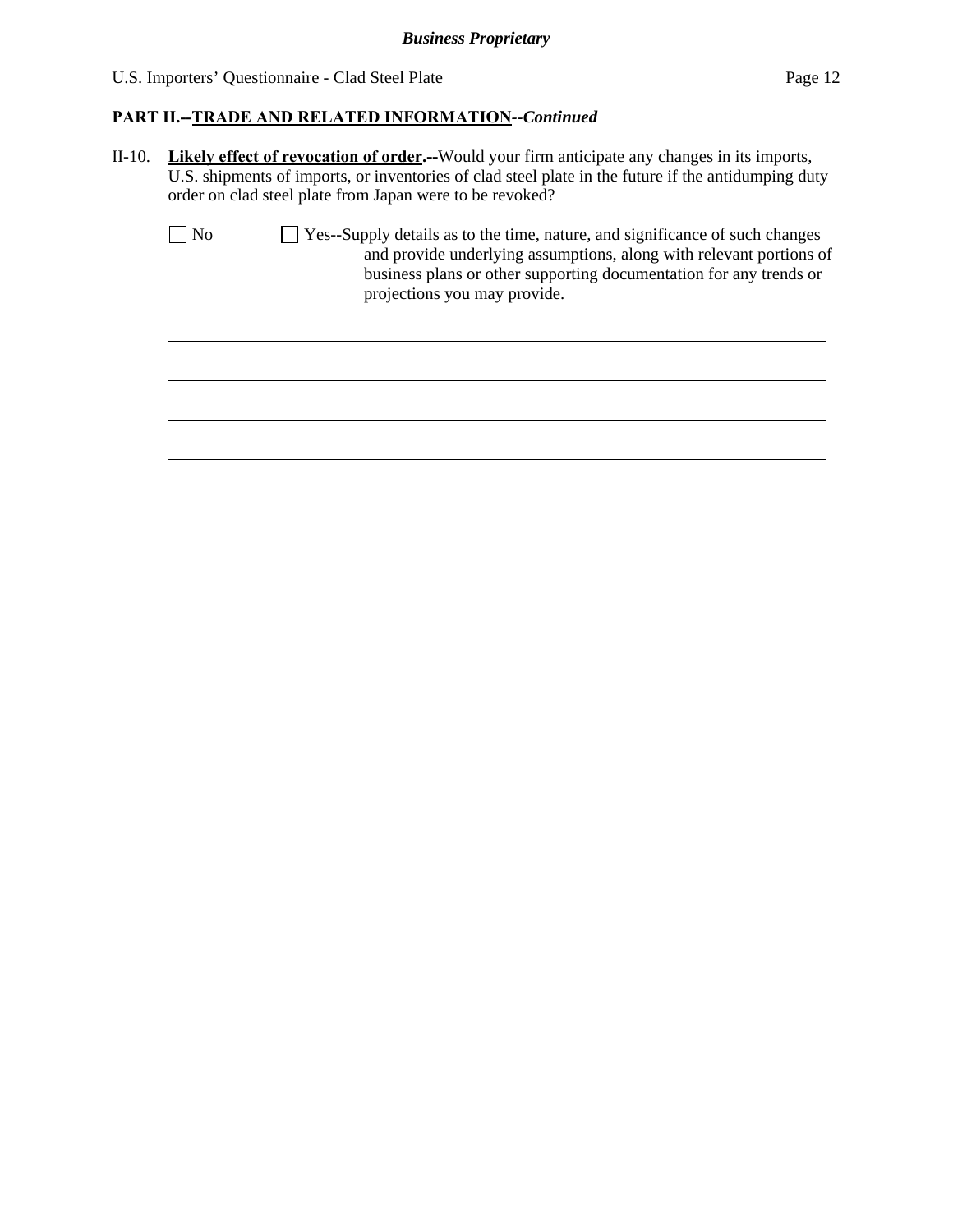**PART II.--TRADE AND RELATED INFORMATION**--*Continued*

II-10. **Likely effect of revocation of order.--**Would your firm anticipate any changes in its imports, U.S. shipments of imports, or inventories of clad steel plate in the future if the antidumping duty order on clad steel plate from Japan were to be revoked?

☐ No ☐ Yes--Supply details as to the time, nature, and significance of such changes and provide underlying assumptions, along with relevant portions of business plans or other supporting documentation for any trends or projections you may provide.

______________________________________________________________________________

______________________________________________________________________________

______________________________________________________________________________

______________________________________________________________________________

______________________________________________________________________________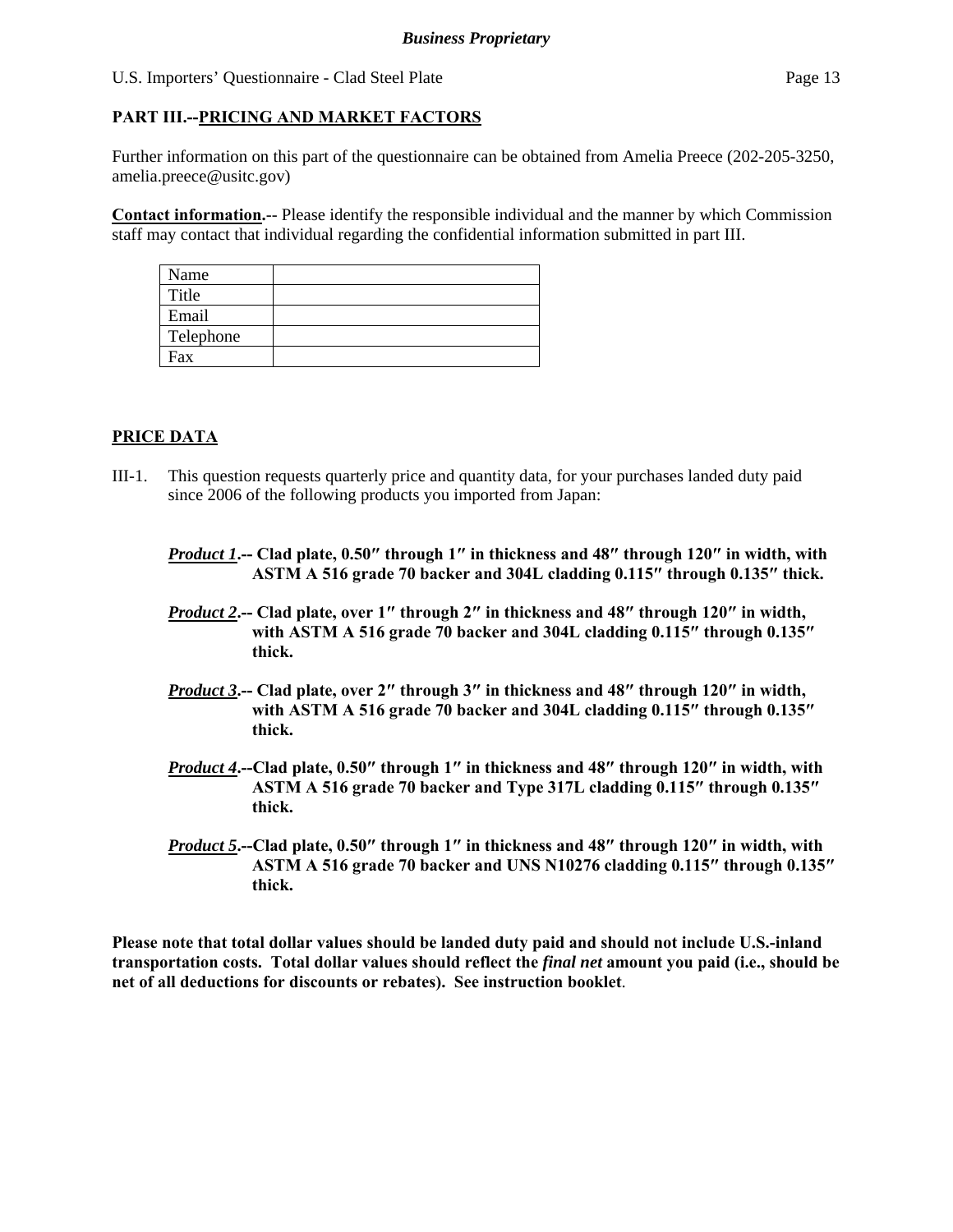**PART III.--PRICING AND MARKET FACTORS**

Further information on this part of the questionnaire can be obtained from Amelia Preece (202-205-3250, amelia.preece@usitc.gov)

**Contact information**.-- Please identify the responsible individual and the manner by which Commission staff may contact that individual regarding the confidential information submitted in part III.

| Name | |
|---|---|
| Title | |
| Email | |
| Telephone | |
| Fax | |

**PRICE DATA**

III-1. This question requests quarterly price and quantity data, for your purchases landed duty paid since 2006 of the following products you imported from Japan:

***Product 1*.-- Clad plate, 0.50″ through 1″ in thickness and 48″ through 120″ in width, with ASTM A 516 grade 70 backer and 304L cladding 0.115″ through 0.135″ thick.**

***Product 2*.-- Clad plate, over 1″ through 2″ in thickness and 48″ through 120″ in width, with ASTM A 516 grade 70 backer and 304L cladding 0.115″ through 0.135″ thick.**

***Product 3*.-- Clad plate, over 2″ through 3″ in thickness and 48″ through 120″ in width, with ASTM A 516 grade 70 backer and 304L cladding 0.115″ through 0.135″ thick.**

***Product 4*.--Clad plate, 0.50″ through 1″ in thickness and 48″ through 120″ in width, with ASTM A 516 grade 70 backer and Type 317L cladding 0.115″ through 0.135″ thick.**

***Product 5*.--Clad plate, 0.50″ through 1″ in thickness and 48″ through 120″ in width, with ASTM A 516 grade 70 backer and UNS N10276 cladding 0.115″ through 0.135″ thick.**

**Please note that total dollar values should be landed duty paid and should not include U.S.-inland transportation costs. Total dollar values should reflect the *final net* amount you paid (i.e., should be net of all deductions for discounts or rebates). See instruction booklet**.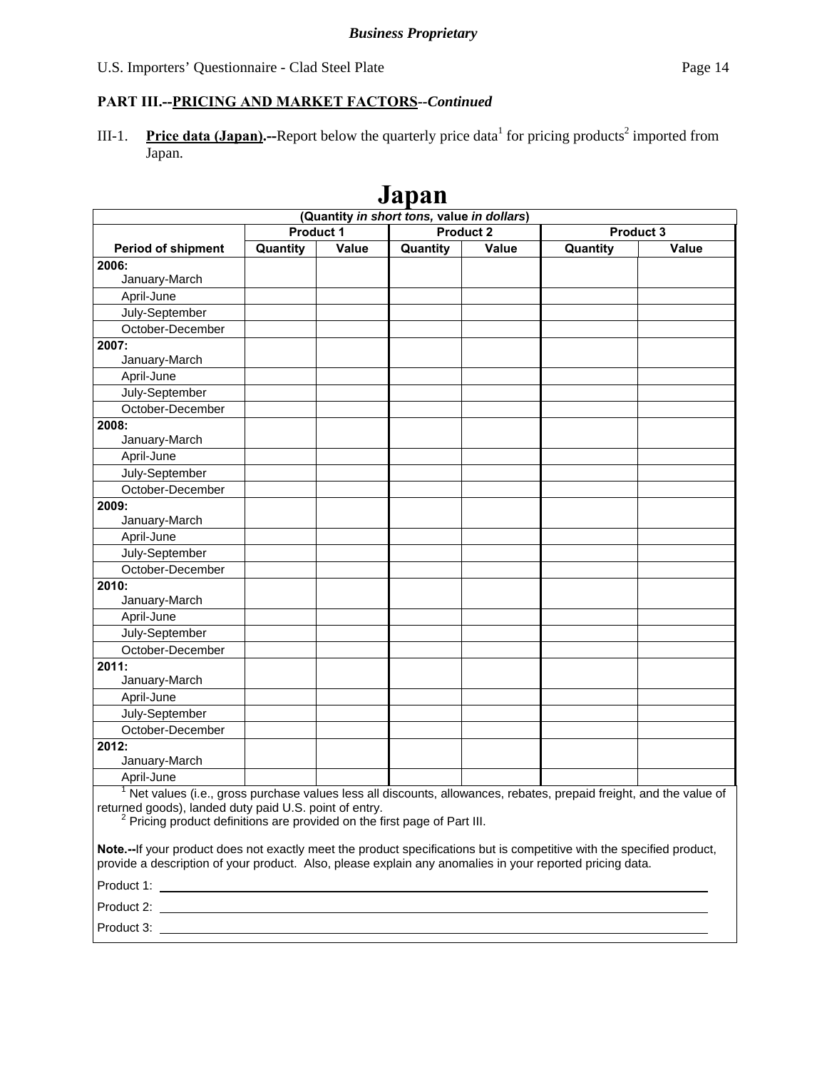**PART III.--PRICING AND MARKET FACTORS--*Continued***

III-1. **Price data (Japan).--**Report below the quarterly price data[1] for pricing products[2] imported from Japan.

# Japan

| (Quantity *in short tons,* value *in dollars*) | | | | | | |
|---|---|---|---|---|---|---|
| | Product 1 | | Product 2 | | Product 3 | |
| **Period of shipment** | **Quantity** | **Value** | **Quantity** | **Value** | **Quantity** | **Value** |
| **2006:** January-March | | | | | | |
| April-June | | | | | | |
| July-September | | | | | | |
| October-December | | | | | | |
| **2007:** January-March | | | | | | |
| April-June | | | | | | |
| July-September | | | | | | |
| October-December | | | | | | |
| **2008:** January-March | | | | | | |
| April-June | | | | | | |
| July-September | | | | | | |
| October-December | | | | | | |
| **2009:** January-March | | | | | | |
| April-June | | | | | | |
| July-September | | | | | | |
| October-December | | | | | | |
| **2010:** January-March | | | | | | |
| April-June | | | | | | |
| July-September | | | | | | |
| October-December | | | | | | |
| **2011:** January-March | | | | | | |
| April-June | | | | | | |
| July-September | | | | | | |
| October-December | | | | | | |
| **2012:** January-March | | | | | | |
| April-June | | | | | | |

[1] Net values (i.e., gross purchase values less all discounts, allowances, rebates, prepaid freight, and the value of returned goods), landed duty paid U.S. point of entry.

[2] Pricing product definitions are provided on the first page of Part III.

**Note.--**If your product does not exactly meet the product specifications but is competitive with the specified product, provide a description of your product. Also, please explain any anomalies in your reported pricing data.

Product 1: ______________________________

Product 2: ______________________________

Product 3: ______________________________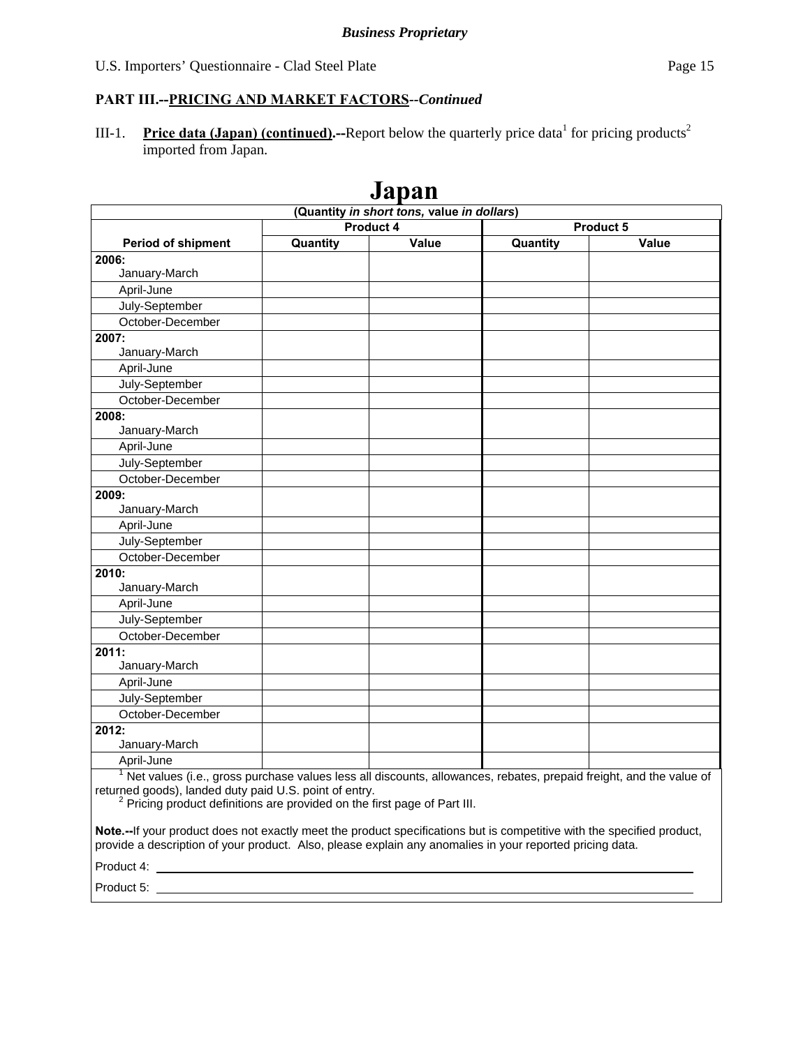**PART III.--PRICING AND MARKET FACTORS--*Continued***

III-1. **Price data (Japan) (continued).--**Report below the quarterly price data[1] for pricing products[2] imported from Japan.

# Japan

| (Quantity *in short tons,* value *in dollars*) | | | | |
|---|---|---|---|---|
| | Product 4 | | Product 5 | |
| **Period of shipment** | **Quantity** | **Value** | **Quantity** | **Value** |
| **2006:** January-March | | | | |
| April-June | | | | |
| July-September | | | | |
| October-December | | | | |
| **2007:** January-March | | | | |
| April-June | | | | |
| July-September | | | | |
| October-December | | | | |
| **2008:** January-March | | | | |
| April-June | | | | |
| July-September | | | | |
| October-December | | | | |
| **2009:** January-March | | | | |
| April-June | | | | |
| July-September | | | | |
| October-December | | | | |
| **2010:** January-March | | | | |
| April-June | | | | |
| July-September | | | | |
| October-December | | | | |
| **2011:** January-March | | | | |
| April-June | | | | |
| July-September | | | | |
| October-December | | | | |
| **2012:** January-March | | | | |
| April-June | | | | |

[1] Net values (i.e., gross purchase values less all discounts, allowances, rebates, prepaid freight, and the value of returned goods), landed duty paid U.S. point of entry.

[2] Pricing product definitions are provided on the first page of Part III.

**Note.--**If your product does not exactly meet the product specifications but is competitive with the specified product, provide a description of your product. Also, please explain any anomalies in your reported pricing data.

Product 4: ____________________

Product 5: ____________________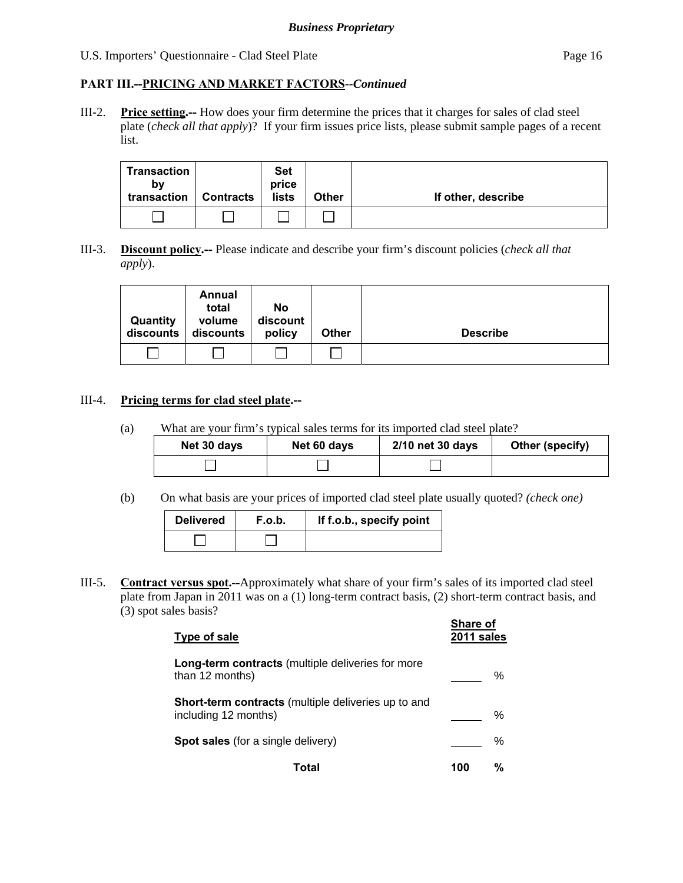## PART III.--PRICING AND MARKET FACTORS--*Continued*

III-2. **Price setting.--** How does your firm determine the prices that it charges for sales of clad steel plate (*check all that apply*)? If your firm issues price lists, please submit sample pages of a recent list.

| Transaction by transaction | Contracts | Set price lists | Other | If other, describe |
|---|---|---|---|---|
| ☐ | ☐ | ☐ | ☐ | |

III-3. **Discount policy.--** Please indicate and describe your firm's discount policies (*check all that apply*).

| Quantity discounts | Annual total volume discounts | No discount policy | Other | Describe |
|---|---|---|---|---|
| ☐ | ☐ | ☐ | ☐ | |

III-4. **Pricing terms for clad steel plate.--**

(a) What are your firm's typical sales terms for its imported clad steel plate?

| Net 30 days | Net 60 days | 2/10 net 30 days | Other (specify) |
|---|---|---|---|
| ☐ | ☐ | ☐ | |

(b) On what basis are your prices of imported clad steel plate usually quoted? *(check one)*

| Delivered | F.o.b. | If f.o.b., specify point |
|---|---|---|
| ☐ | ☐ | |

III-5. **Contract versus spot.--**Approximately what share of your firm's sales of its imported clad steel plate from Japan in 2011 was on a (1) long-term contract basis, (2) short-term contract basis, and (3) spot sales basis?

| Type of sale | Share of 2011 sales |
|---|---|
| **Long-term contracts** (multiple deliveries for more than 12 months) | ____ % |
| **Short-term contracts** (multiple deliveries up to and including 12 months) | ____ % |
| **Spot sales** (for a single delivery) | ____ % |
| **Total** | **100 %** |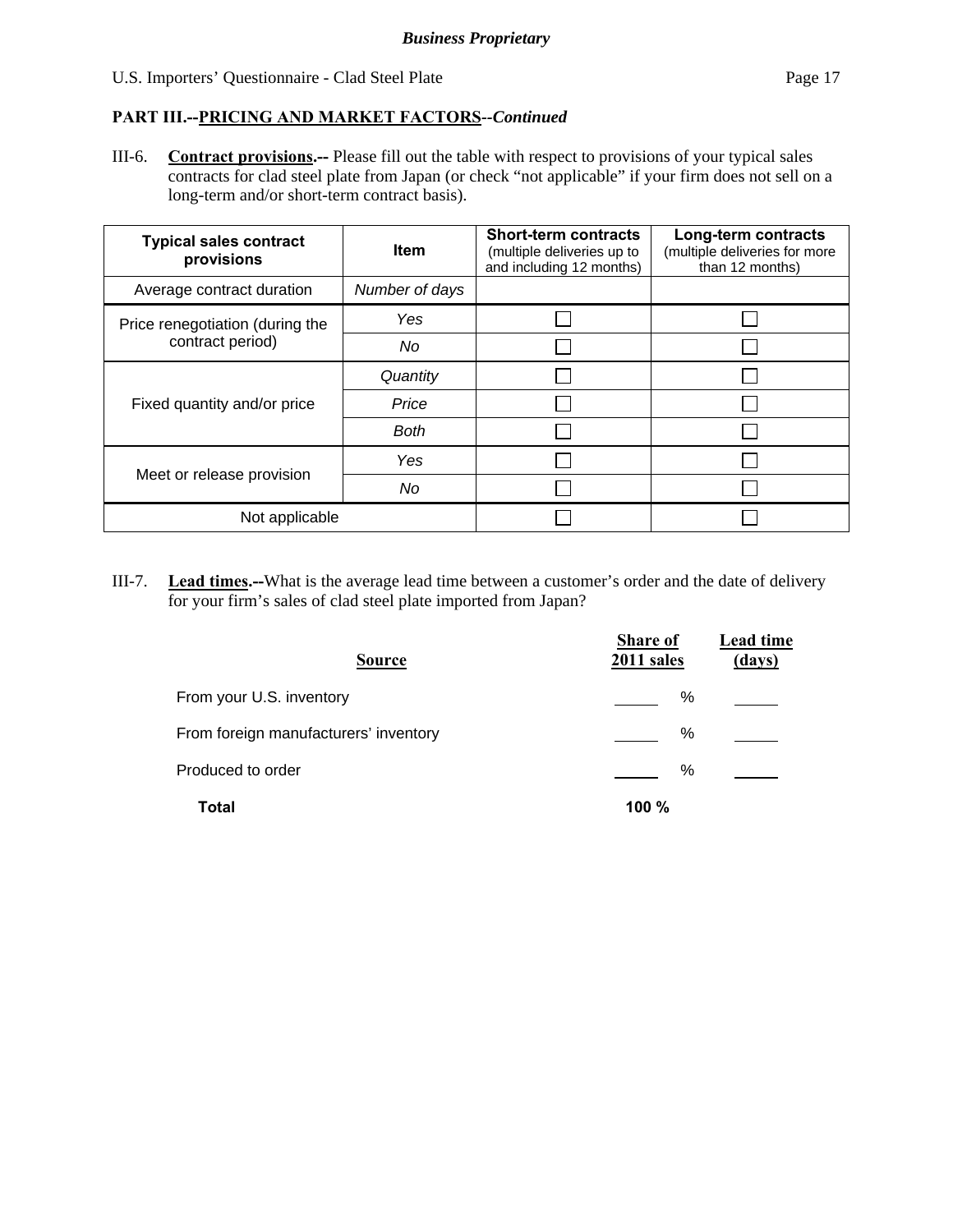**PART III.--PRICING AND MARKET FACTORS--*Continued***

III-6. **Contract provisions.--** Please fill out the table with respect to provisions of your typical sales contracts for clad steel plate from Japan (or check "not applicable" if your firm does not sell on a long-term and/or short-term contract basis).

| Typical sales contract provisions | Item | Short-term contracts (multiple deliveries up to and including 12 months) | Long-term contracts (multiple deliveries for more than 12 months) |
|---|---|---|---|
| Average contract duration | *Number of days* | | |
| Price renegotiation (during the contract period) | *Yes* | ☐ | ☐ |
| | *No* | ☐ | ☐ |
| Fixed quantity and/or price | *Quantity* | ☐ | ☐ |
| | *Price* | ☐ | ☐ |
| | *Both* | ☐ | ☐ |
| Meet or release provision | *Yes* | ☐ | ☐ |
| | *No* | ☐ | ☐ |
| Not applicable | | ☐ | ☐ |

III-7. **Lead times.--**What is the average lead time between a customer's order and the date of delivery for your firm's sales of clad steel plate imported from Japan?

| Source | Share of 2011 sales | Lead time (days) |
|---|---|---|
| From your U.S. inventory | ____ % | ____ |
| From foreign manufacturers' inventory | ____ % | ____ |
| Produced to order | ____ % | ____ |
| **Total** | **100 %** | |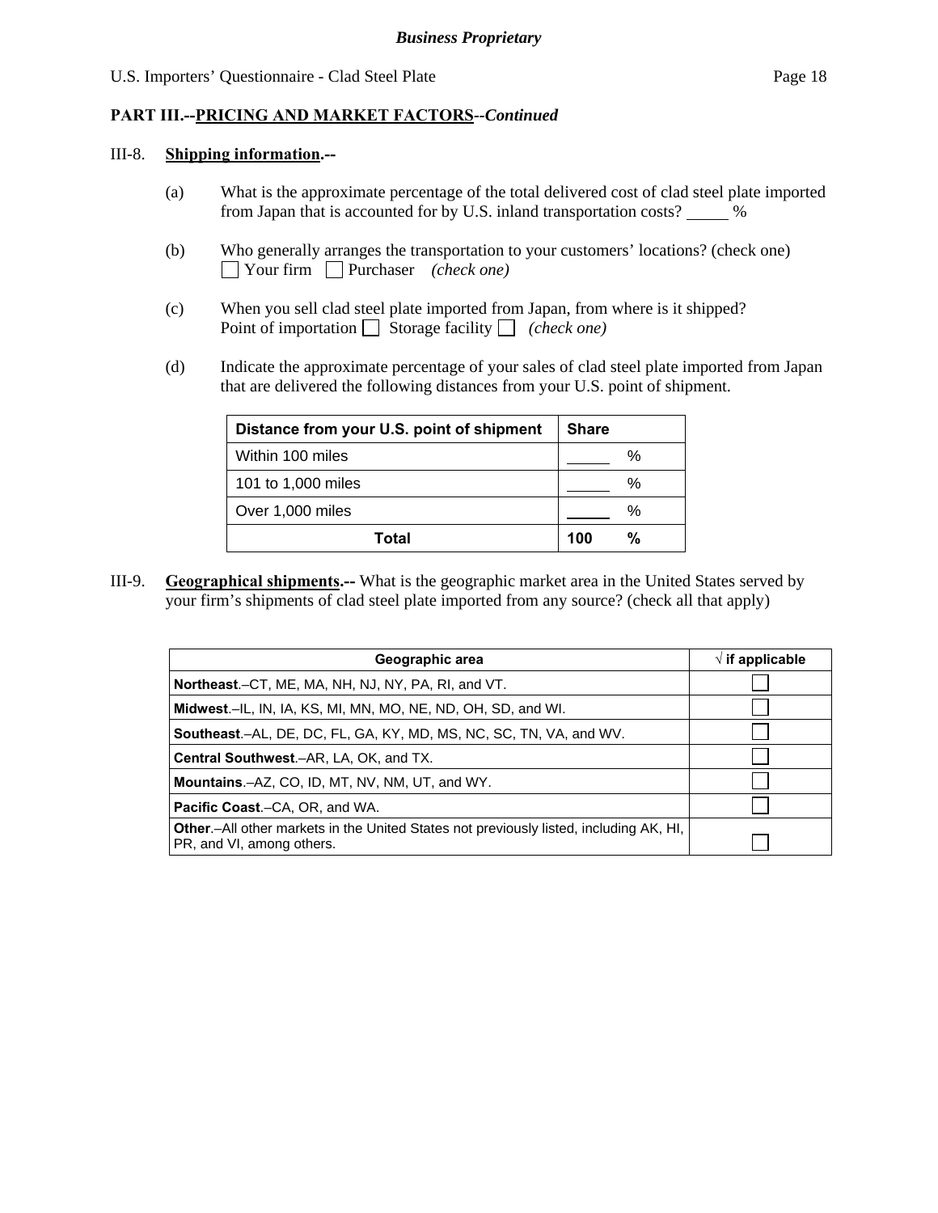**PART III.--PRICING AND MARKET FACTORS--*Continued***

III-8. **Shipping information.--**

(a) What is the approximate percentage of the total delivered cost of clad steel plate imported from Japan that is accounted for by U.S. inland transportation costs? _____ %

(b) Who generally arranges the transportation to your customers' locations? (check one)
☐ Your firm ☐ Purchaser *(check one)*

(c) When you sell clad steel plate imported from Japan, from where is it shipped?
Point of importation ☐ Storage facility ☐ *(check one)*

(d) Indicate the approximate percentage of your sales of clad steel plate imported from Japan that are delivered the following distances from your U.S. point of shipment.

| Distance from your U.S. point of shipment | Share |
|---|---|
| Within 100 miles | _____ % |
| 101 to 1,000 miles | _____ % |
| Over 1,000 miles | _____ % |
| **Total** | **100 %** |

III-9. **Geographical shipments.--** What is the geographic market area in the United States served by your firm's shipments of clad steel plate imported from any source? (check all that apply)

| Geographic area | √ if applicable |
|---|---|
| **Northeast**.–CT, ME, MA, NH, NJ, NY, PA, RI, and VT. | ☐ |
| **Midwest**.–IL, IN, IA, KS, MI, MN, MO, NE, ND, OH, SD, and WI. | ☐ |
| **Southeast**.–AL, DE, DC, FL, GA, KY, MD, MS, NC, SC, TN, VA, and WV. | ☐ |
| **Central Southwest**.–AR, LA, OK, and TX. | ☐ |
| **Mountains**.–AZ, CO, ID, MT, NV, NM, UT, and WY. | ☐ |
| **Pacific Coast**.–CA, OR, and WA. | ☐ |
| **Other**.–All other markets in the United States not previously listed, including AK, HI, PR, and VI, among others. | ☐ |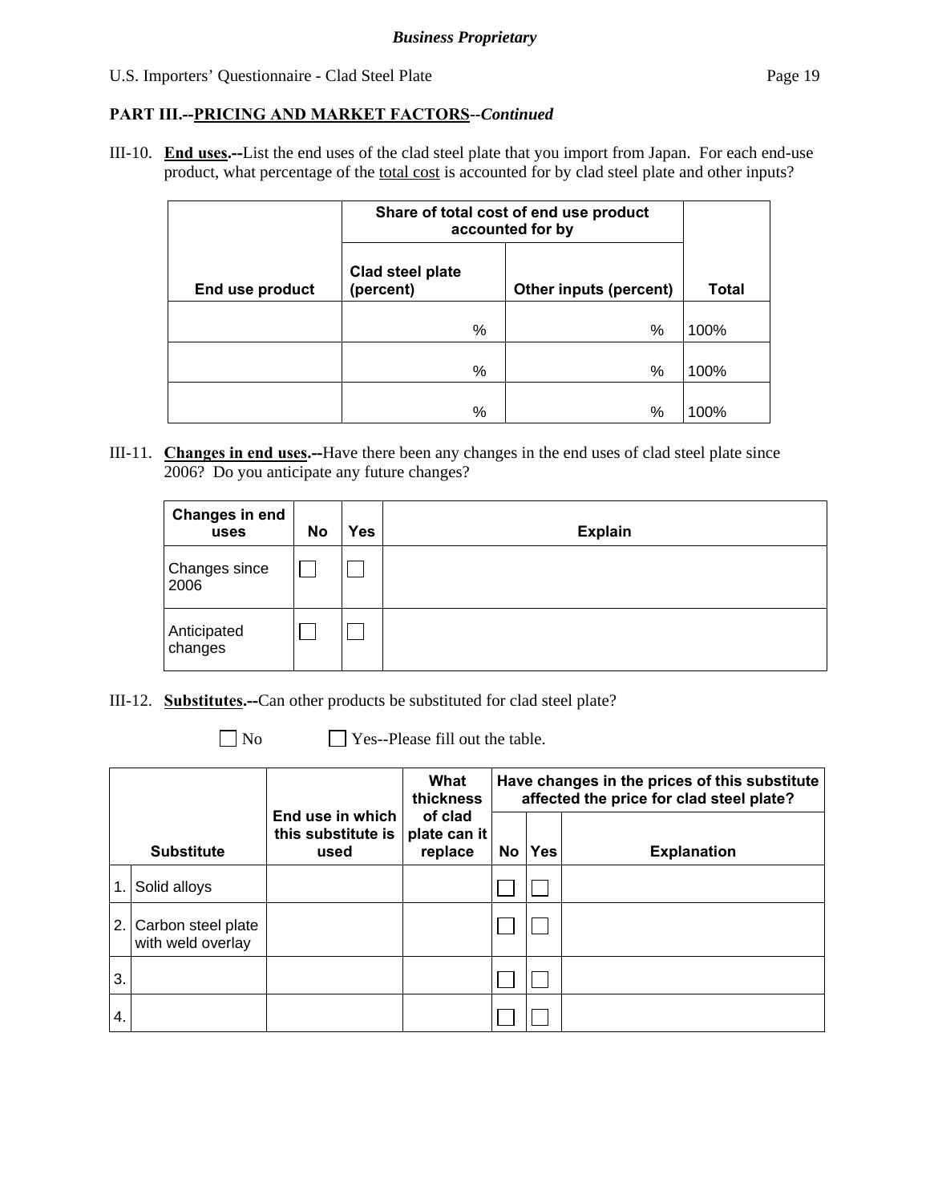## PART III.--PRICING AND MARKET FACTORS--*Continued*

III-10. **End uses.--**List the end uses of the clad steel plate that you import from Japan. For each end-use product, what percentage of the total cost is accounted for by clad steel plate and other inputs?

| End use product | Share of total cost of end use product accounted for by | | Total |
|---|---|---|---|
| | Clad steel plate (percent) | Other inputs (percent) | |
| | % | % | 100% |
| | % | % | 100% |
| | % | % | 100% |

III-11. **Changes in end uses.--**Have there been any changes in the end uses of clad steel plate since 2006? Do you anticipate any future changes?

| Changes in end uses | No | Yes | Explain |
|---|---|---|---|
| Changes since 2006 | ☐ | ☐ | |
| Anticipated changes | ☐ | ☐ | |

III-12. **Substitutes.--**Can other products be substituted for clad steel plate?

☐ No ☐ Yes--Please fill out the table.

| | Substitute | End use in which this substitute is used | What thickness of clad plate can it replace | Have changes in the prices of this substitute affected the price for clad steel plate? | | |
|---|---|---|---|---|---|---|
| | | | | No | Yes | Explanation |
| 1. | Solid alloys | | | ☐ | ☐ | |
| 2. | Carbon steel plate with weld overlay | | | ☐ | ☐ | |
| 3. | | | | ☐ | ☐ | |
| 4. | | | | ☐ | ☐ | |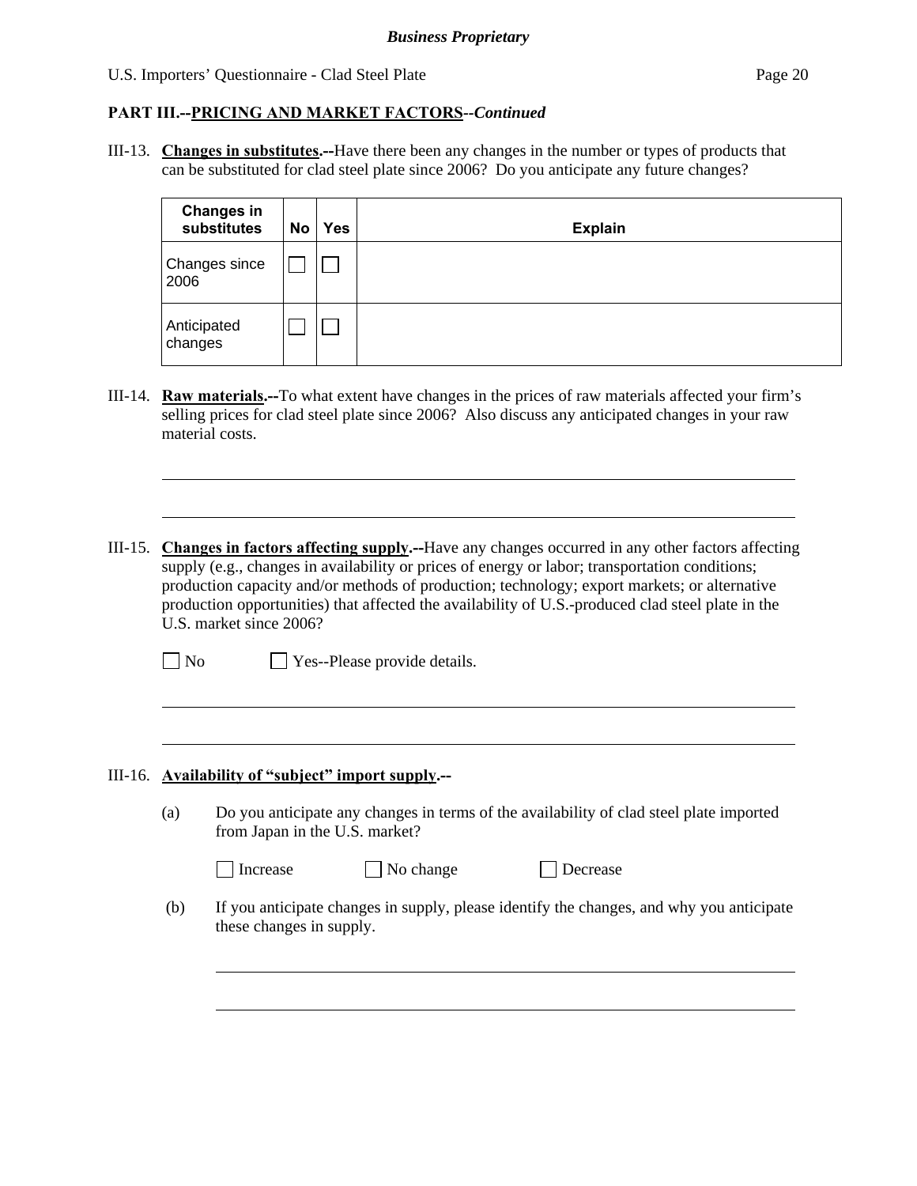**PART III.--PRICING AND MARKET FACTORS**--*Continued*

III-13. **Changes in substitutes.--**Have there been any changes in the number or types of products that can be substituted for clad steel plate since 2006? Do you anticipate any future changes?

| Changes in substitutes | No | Yes | Explain |
|---|---|---|---|
| Changes since 2006 | ☐ | ☐ | |
| Anticipated changes | ☐ | ☐ | |

III-14. **Raw materials.--**To what extent have changes in the prices of raw materials affected your firm's selling prices for clad steel plate since 2006? Also discuss any anticipated changes in your raw material costs.

III-15. **Changes in factors affecting supply.--**Have any changes occurred in any other factors affecting supply (e.g., changes in availability or prices of energy or labor; transportation conditions; production capacity and/or methods of production; technology; export markets; or alternative production opportunities) that affected the availability of U.S.-produced clad steel plate in the U.S. market since 2006?

☐ No ☐ Yes--Please provide details.

III-16. **Availability of "subject" import supply.--**

(a) Do you anticipate any changes in terms of the availability of clad steel plate imported from Japan in the U.S. market?

☐ Increase ☐ No change ☐ Decrease

(b) If you anticipate changes in supply, please identify the changes, and why you anticipate these changes in supply.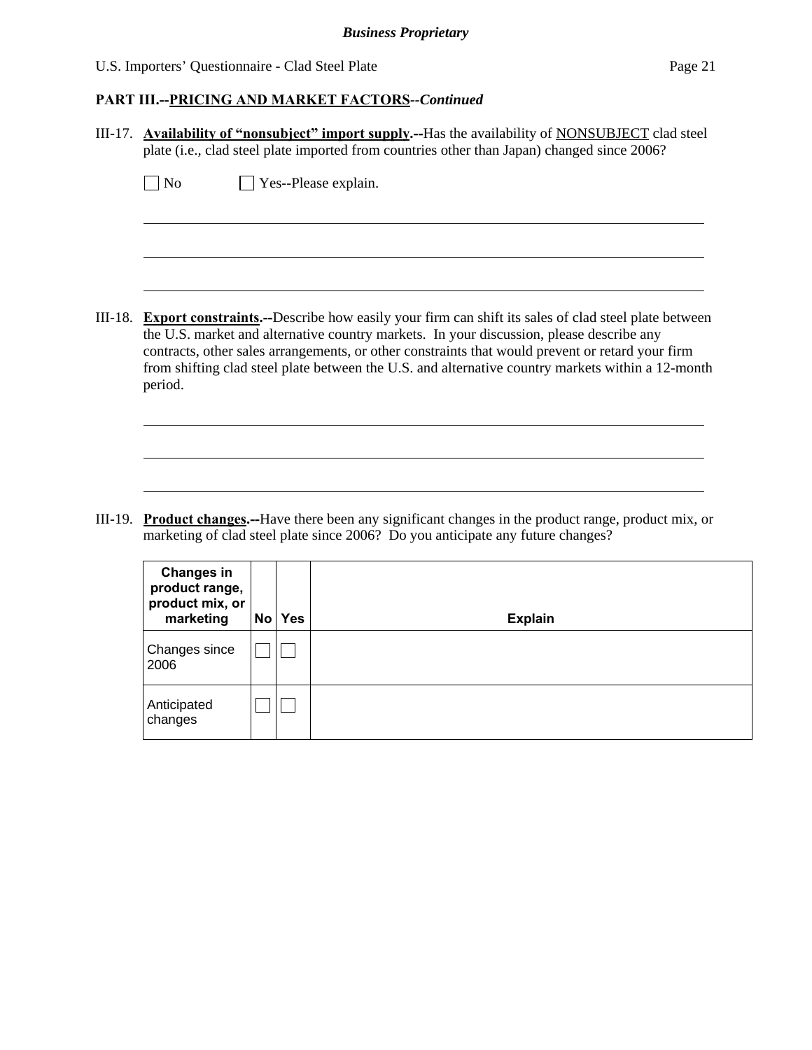**PART III.--PRICING AND MARKET FACTORS**--*Continued*

III-17. **Availability of "nonsubject" import supply.--**Has the availability of NONSUBJECT clad steel plate (i.e., clad steel plate imported from countries other than Japan) changed since 2006?

☐ No ☐ Yes--Please explain.

III-18. **Export constraints.--**Describe how easily your firm can shift its sales of clad steel plate between the U.S. market and alternative country markets. In your discussion, please describe any contracts, other sales arrangements, or other constraints that would prevent or retard your firm from shifting clad steel plate between the U.S. and alternative country markets within a 12-month period.

III-19. **Product changes.--**Have there been any significant changes in the product range, product mix, or marketing of clad steel plate since 2006? Do you anticipate any future changes?

| Changes in product range, product mix, or marketing | No | Yes | Explain |
|---|---|---|---|
| Changes since 2006 | ☐ | ☐ | |
| Anticipated changes | ☐ | ☐ | |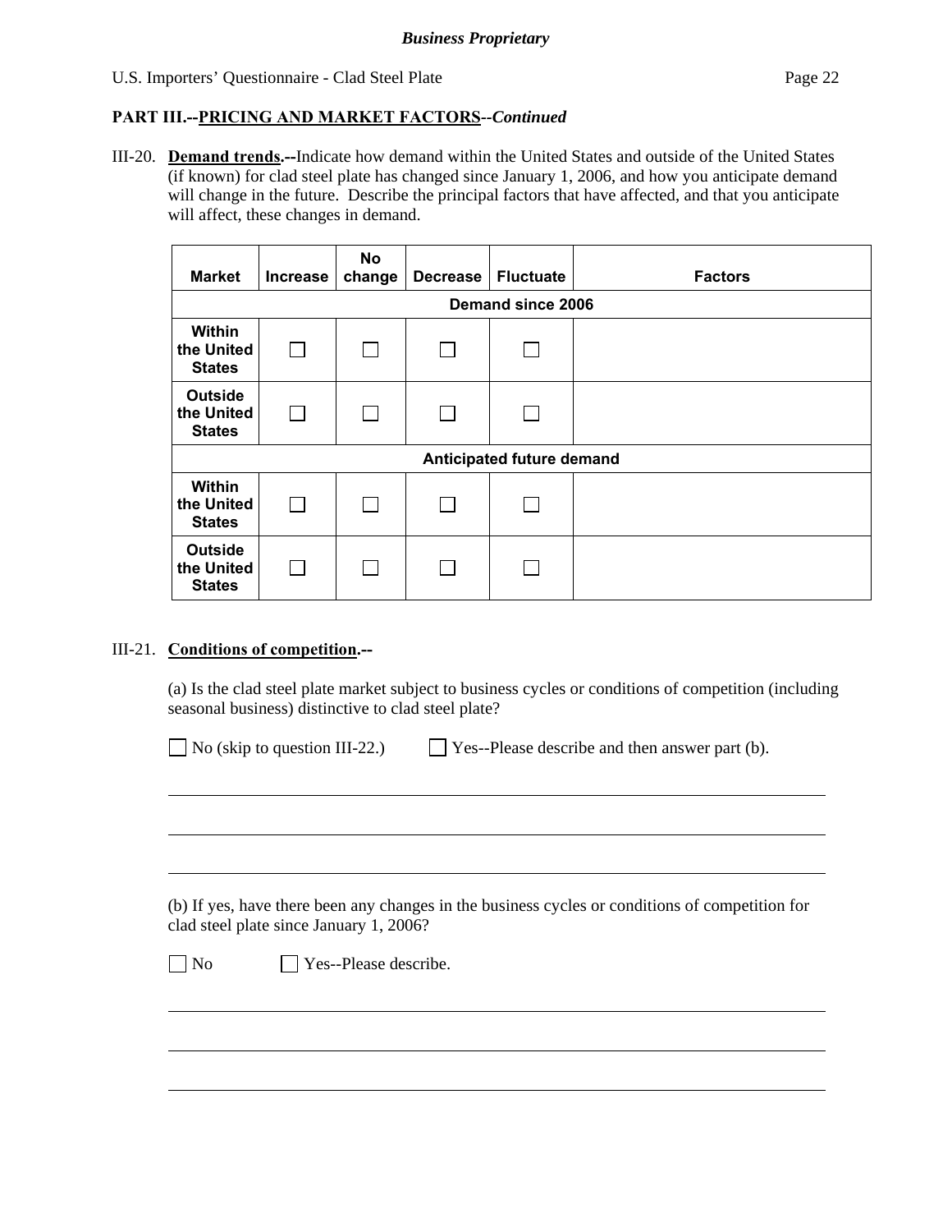## PART III.--PRICING AND MARKET FACTORS--*Continued*

III-20. **Demand trends.--**Indicate how demand within the United States and outside of the United States (if known) for clad steel plate has changed since January 1, 2006, and how you anticipate demand will change in the future. Describe the principal factors that have affected, and that you anticipate will affect, these changes in demand.

| Market | Increase | No change | Decrease | Fluctuate | Factors |
|---|---|---|---|---|---|
| **Demand since 2006** | | | | | |
| Within the United States | ☐ | ☐ | ☐ | ☐ | |
| Outside the United States | ☐ | ☐ | ☐ | ☐ | |
| **Anticipated future demand** | | | | | |
| Within the United States | ☐ | ☐ | ☐ | ☐ | |
| Outside the United States | ☐ | ☐ | ☐ | ☐ | |

III-21. **Conditions of competition.--**

(a) Is the clad steel plate market subject to business cycles or conditions of competition (including seasonal business) distinctive to clad steel plate?

☐ No (skip to question III-22.)  ☐ Yes--Please describe and then answer part (b).

______________________________________________________________________

______________________________________________________________________

______________________________________________________________________

(b) If yes, have there been any changes in the business cycles or conditions of competition for clad steel plate since January 1, 2006?

☐ No  ☐ Yes--Please describe.

______________________________________________________________________

______________________________________________________________________

______________________________________________________________________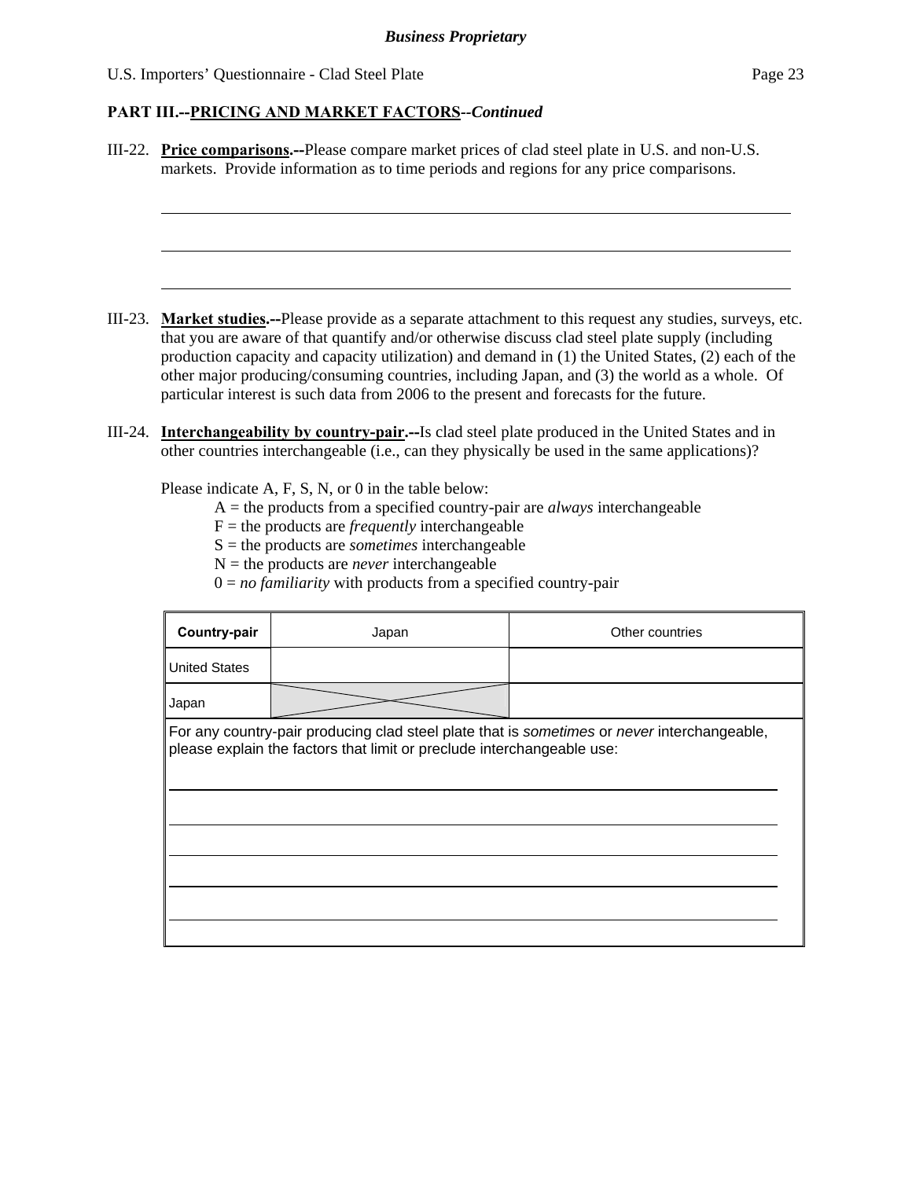**Business Proprietary**

U.S. Importers' Questionnaire - Clad Steel Plate

## PART III.--PRICING AND MARKET FACTORS--*Continued*

III-22. **Price comparisons.--**Please compare market prices of clad steel plate in U.S. and non-U.S. markets. Provide information as to time periods and regions for any price comparisons.

\_\_\_\_\_\_\_\_\_\_\_\_\_\_\_\_\_\_\_\_\_\_\_\_\_\_\_\_\_\_\_\_\_\_\_\_\_\_\_\_\_\_\_\_\_\_\_\_\_\_\_\_\_\_\_\_\_\_\_\_\_\_\_\_\_\_\_\_\_\_\_\_

\_\_\_\_\_\_\_\_\_\_\_\_\_\_\_\_\_\_\_\_\_\_\_\_\_\_\_\_\_\_\_\_\_\_\_\_\_\_\_\_\_\_\_\_\_\_\_\_\_\_\_\_\_\_\_\_\_\_\_\_\_\_\_\_\_\_\_\_\_\_\_\_

\_\_\_\_\_\_\_\_\_\_\_\_\_\_\_\_\_\_\_\_\_\_\_\_\_\_\_\_\_\_\_\_\_\_\_\_\_\_\_\_\_\_\_\_\_\_\_\_\_\_\_\_\_\_\_\_\_\_\_\_\_\_\_\_\_\_\_\_\_\_\_\_

III-23. **Market studies.--**Please provide as a separate attachment to this request any studies, surveys, etc. that you are aware of that quantify and/or otherwise discuss clad steel plate supply (including production capacity and capacity utilization) and demand in (1) the United States, (2) each of the other major producing/consuming countries, including Japan, and (3) the world as a whole. Of particular interest is such data from 2006 to the present and forecasts for the future.

III-24. **Interchangeability by country-pair.--**Is clad steel plate produced in the United States and in other countries interchangeable (i.e., can they physically be used in the same applications)?

Please indicate A, F, S, N, or 0 in the table below:

A = the products from a specified country-pair are *always* interchangeable
F = the products are *frequently* interchangeable
S = the products are *sometimes* interchangeable
N = the products are *never* interchangeable
0 = *no familiarity* with products from a specified country-pair

| Country-pair | Japan | Other countries |
| --- | --- | --- |
| United States | | |
| Japan | X | |

For any country-pair producing clad steel plate that is *sometimes* or *never* interchangeable, please explain the factors that limit or preclude interchangeable use:

\_\_\_\_\_\_\_\_\_\_\_\_\_\_\_\_\_\_\_\_\_\_\_\_\_\_\_\_\_\_\_\_\_\_\_\_\_\_\_\_\_\_\_\_\_\_\_\_\_\_\_\_\_\_\_\_\_\_\_\_\_\_\_\_\_\_\_\_\_\_\_\_

\_\_\_\_\_\_\_\_\_\_\_\_\_\_\_\_\_\_\_\_\_\_\_\_\_\_\_\_\_\_\_\_\_\_\_\_\_\_\_\_\_\_\_\_\_\_\_\_\_\_\_\_\_\_\_\_\_\_\_\_\_\_\_\_\_\_\_\_\_\_\_\_

\_\_\_\_\_\_\_\_\_\_\_\_\_\_\_\_\_\_\_\_\_\_\_\_\_\_\_\_\_\_\_\_\_\_\_\_\_\_\_\_\_\_\_\_\_\_\_\_\_\_\_\_\_\_\_\_\_\_\_\_\_\_\_\_\_\_\_\_\_\_\_\_

\_\_\_\_\_\_\_\_\_\_\_\_\_\_\_\_\_\_\_\_\_\_\_\_\_\_\_\_\_\_\_\_\_\_\_\_\_\_\_\_\_\_\_\_\_\_\_\_\_\_\_\_\_\_\_\_\_\_\_\_\_\_\_\_\_\_\_\_\_\_\_\_

\_\_\_\_\_\_\_\_\_\_\_\_\_\_\_\_\_\_\_\_\_\_\_\_\_\_\_\_\_\_\_\_\_\_\_\_\_\_\_\_\_\_\_\_\_\_\_\_\_\_\_\_\_\_\_\_\_\_\_\_\_\_\_\_\_\_\_\_\_\_\_\_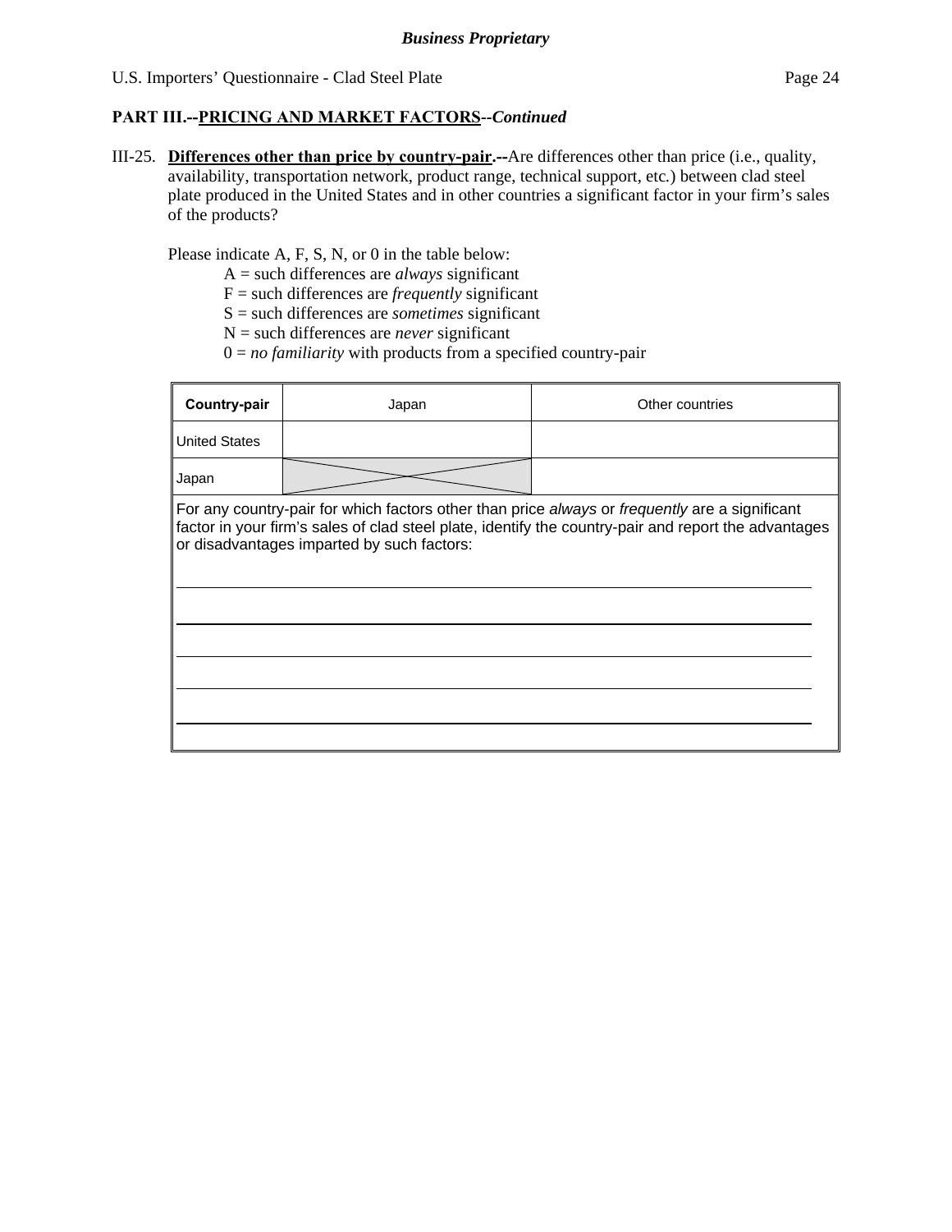**PART III.--PRICING AND MARKET FACTORS**--*Continued*

III-25. **Differences other than price by country-pair.--**Are differences other than price (i.e., quality, availability, transportation network, product range, technical support, etc.) between clad steel plate produced in the United States and in other countries a significant factor in your firm's sales of the products?

Please indicate A, F, S, N, or 0 in the table below:

A = such differences are *always* significant
F = such differences are *frequently* significant
S = such differences are *sometimes* significant
N = such differences are *never* significant
0 = *no familiarity* with products from a specified country-pair

| **Country-pair** | Japan | Other countries |
|---|---|---|
| United States | | |
| Japan | X | |

For any country-pair for which factors other than price *always* or *frequently* are a significant factor in your firm's sales of clad steel plate, identify the country-pair and report the advantages or disadvantages imparted by such factors:

\_\_\_\_\_\_\_\_\_\_\_\_\_\_\_\_\_\_\_\_\_\_\_\_\_\_\_\_\_\_\_\_\_\_\_\_\_\_\_\_\_\_\_\_\_\_\_\_\_\_\_\_\_\_\_\_\_\_\_\_\_\_\_\_\_\_\_\_\_\_\_\_

\_\_\_\_\_\_\_\_\_\_\_\_\_\_\_\_\_\_\_\_\_\_\_\_\_\_\_\_\_\_\_\_\_\_\_\_\_\_\_\_\_\_\_\_\_\_\_\_\_\_\_\_\_\_\_\_\_\_\_\_\_\_\_\_\_\_\_\_\_\_\_\_

\_\_\_\_\_\_\_\_\_\_\_\_\_\_\_\_\_\_\_\_\_\_\_\_\_\_\_\_\_\_\_\_\_\_\_\_\_\_\_\_\_\_\_\_\_\_\_\_\_\_\_\_\_\_\_\_\_\_\_\_\_\_\_\_\_\_\_\_\_\_\_\_

\_\_\_\_\_\_\_\_\_\_\_\_\_\_\_\_\_\_\_\_\_\_\_\_\_\_\_\_\_\_\_\_\_\_\_\_\_\_\_\_\_\_\_\_\_\_\_\_\_\_\_\_\_\_\_\_\_\_\_\_\_\_\_\_\_\_\_\_\_\_\_\_

\_\_\_\_\_\_\_\_\_\_\_\_\_\_\_\_\_\_\_\_\_\_\_\_\_\_\_\_\_\_\_\_\_\_\_\_\_\_\_\_\_\_\_\_\_\_\_\_\_\_\_\_\_\_\_\_\_\_\_\_\_\_\_\_\_\_\_\_\_\_\_\_